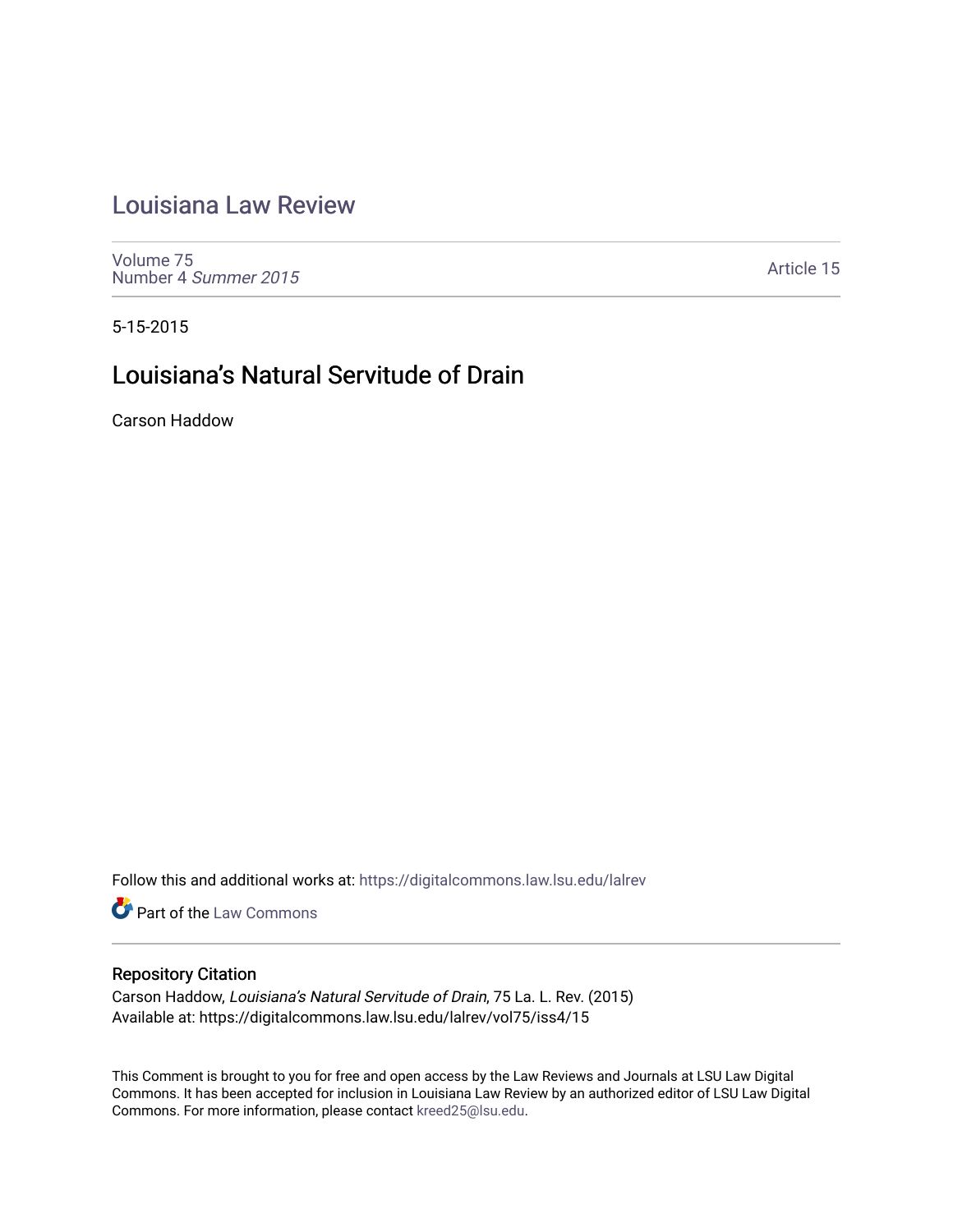# Louisiana Law Review

Volume 75
Number 4 *Summer 2015*

Article 15

5-15-2015

## Louisiana's Natural Servitude of Drain

Carson Haddow

Follow this and additional works at: https://digitalcommons.law.lsu.edu/lalrev

Part of the Law Commons

### Repository Citation

Carson Haddow, *Louisiana's Natural Servitude of Drain*, 75 La. L. Rev. (2015)
Available at: https://digitalcommons.law.lsu.edu/lalrev/vol75/iss4/15

This Comment is brought to you for free and open access by the Law Reviews and Journals at LSU Law Digital Commons. It has been accepted for inclusion in Louisiana Law Review by an authorized editor of LSU Law Digital Commons. For more information, please contact kreed25@lsu.edu.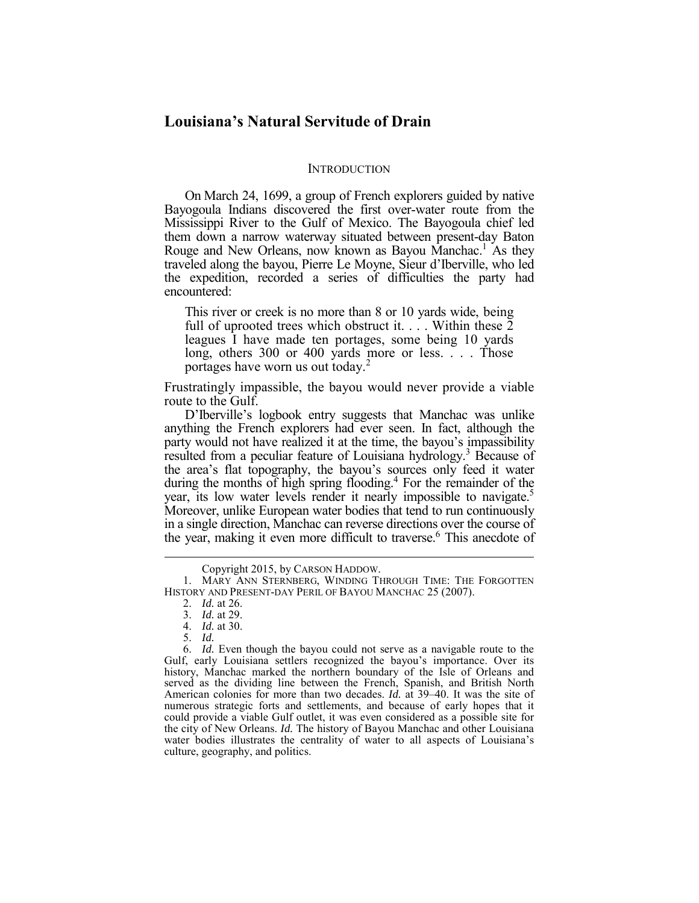# Louisiana's Natural Servitude of Drain

## INTRODUCTION

On March 24, 1699, a group of French explorers guided by native Bayogoula Indians discovered the first over-water route from the Mississippi River to the Gulf of Mexico. The Bayogoula chief led them down a narrow waterway situated between present-day Baton Rouge and New Orleans, now known as Bayou Manchac.[1] As they traveled along the bayou, Pierre Le Moyne, Sieur d'Iberville, who led the expedition, recorded a series of difficulties the party had encountered:

> This river or creek is no more than 8 or 10 yards wide, being full of uprooted trees which obstruct it. . . . Within these 2 leagues I have made ten portages, some being 10 yards long, others 300 or 400 yards more or less. . . . Those portages have worn us out today.[2]

Frustratingly impassible, the bayou would never provide a viable route to the Gulf.

D'Iberville's logbook entry suggests that Manchac was unlike anything the French explorers had ever seen. In fact, although the party would not have realized it at the time, the bayou's impassibility resulted from a peculiar feature of Louisiana hydrology.[3] Because of the area's flat topography, the bayou's sources only feed it water during the months of high spring flooding.[4] For the remainder of the year, its low water levels render it nearly impossible to navigate.[5] Moreover, unlike European water bodies that tend to run continuously in a single direction, Manchac can reverse directions over the course of the year, making it even more difficult to traverse.[6] This anecdote of

---

Copyright 2015, by CARSON HADDOW.

1. MARY ANN STERNBERG, WINDING THROUGH TIME: THE FORGOTTEN HISTORY AND PRESENT-DAY PERIL OF BAYOU MANCHAC 25 (2007).

2. *Id.* at 26.

3. *Id.* at 29.

4. *Id.* at 30.

5. *Id.*

6. *Id.* Even though the bayou could not serve as a navigable route to the Gulf, early Louisiana settlers recognized the bayou's importance. Over its history, Manchac marked the northern boundary of the Isle of Orleans and served as the dividing line between the French, Spanish, and British North American colonies for more than two decades. *Id.* at 39–40. It was the site of numerous strategic forts and settlements, and because of early hopes that it could provide a viable Gulf outlet, it was even considered as a possible site for the city of New Orleans. *Id.* The history of Bayou Manchac and other Louisiana water bodies illustrates the centrality of water to all aspects of Louisiana's culture, geography, and politics.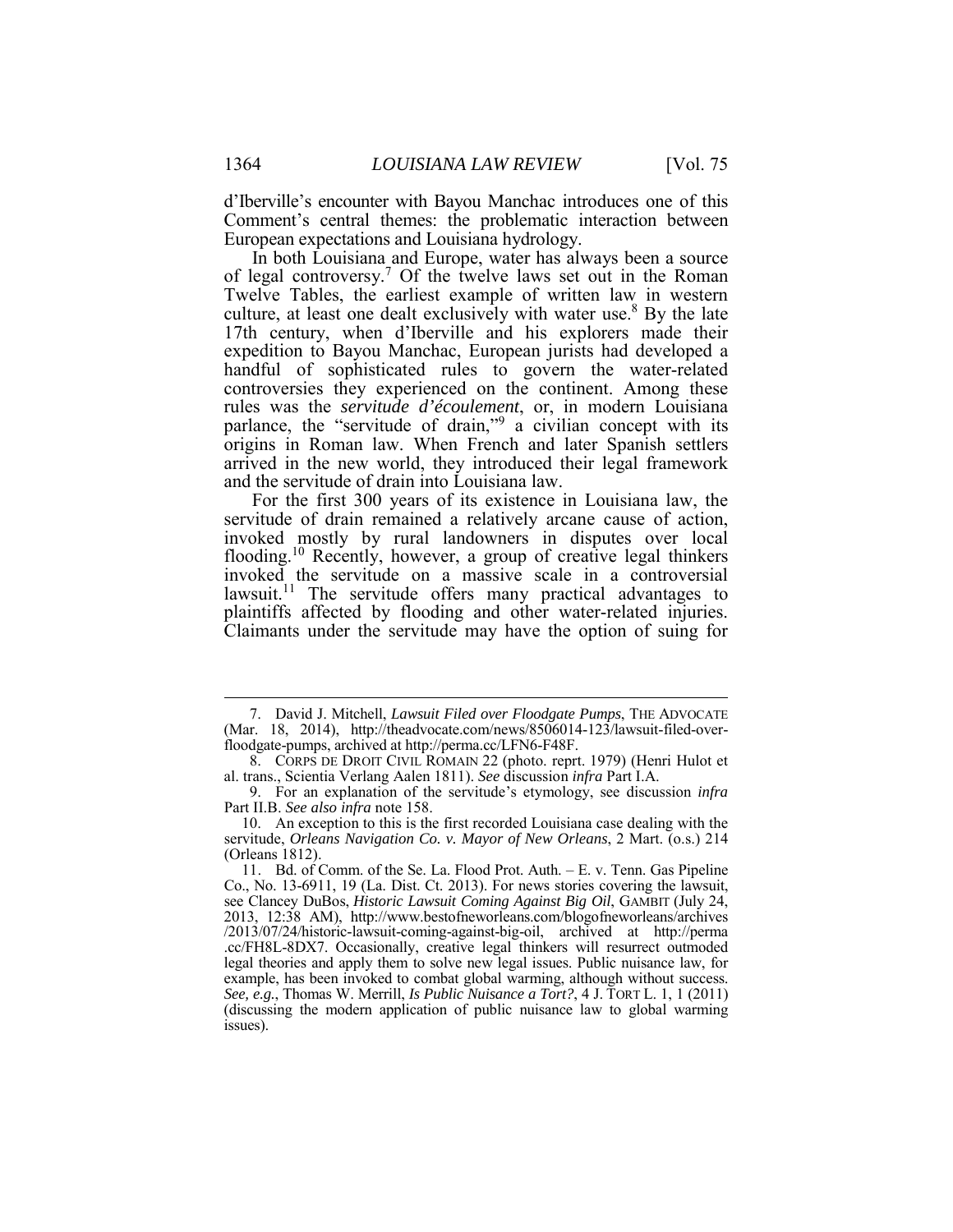d'Iberville's encounter with Bayou Manchac introduces one of this Comment's central themes: the problematic interaction between European expectations and Louisiana hydrology.

In both Louisiana and Europe, water has always been a source of legal controversy.[7] Of the twelve laws set out in the Roman Twelve Tables, the earliest example of written law in western culture, at least one dealt exclusively with water use.[8] By the late 17th century, when d'Iberville and his explorers made their expedition to Bayou Manchac, European jurists had developed a handful of sophisticated rules to govern the water-related controversies they experienced on the continent. Among these rules was the *servitude d'écoulement*, or, in modern Louisiana parlance, the "servitude of drain,"[9] a civilian concept with its origins in Roman law. When French and later Spanish settlers arrived in the new world, they introduced their legal framework and the servitude of drain into Louisiana law.

For the first 300 years of its existence in Louisiana law, the servitude of drain remained a relatively arcane cause of action, invoked mostly by rural landowners in disputes over local flooding.[10] Recently, however, a group of creative legal thinkers invoked the servitude on a massive scale in a controversial lawsuit.[11] The servitude offers many practical advantages to plaintiffs affected by flooding and other water-related injuries. Claimants under the servitude may have the option of suing for

---

7. David J. Mitchell, *Lawsuit Filed over Floodgate Pumps*, THE ADVOCATE (Mar. 18, 2014), http://theadvocate.com/news/8506014-123/lawsuit-filed-over-floodgate-pumps, archived at http://perma.cc/LFN6-F48F.

8. CORPS DE DROIT CIVIL ROMAIN 22 (photo. reprt. 1979) (Henri Hulot et al. trans., Scientia Verlang Aalen 1811). *See* discussion *infra* Part I.A.

9. For an explanation of the servitude's etymology, see discussion *infra* Part II.B. *See also infra* note 158.

10. An exception to this is the first recorded Louisiana case dealing with the servitude, *Orleans Navigation Co. v. Mayor of New Orleans*, 2 Mart. (o.s.) 214 (Orleans 1812).

11. Bd. of Comm. of the Se. La. Flood Prot. Auth. – E. v. Tenn. Gas Pipeline Co., No. 13-6911, 19 (La. Dist. Ct. 2013). For news stories covering the lawsuit, see Clancey DuBos, *Historic Lawsuit Coming Against Big Oil*, GAMBIT (July 24, 2013, 12:38 AM), http://www.bestofneworleans.com/blogofneworleans/archives/2013/07/24/historic-lawsuit-coming-against-big-oil, archived at http://perma.cc/FH8L-8DX7. Occasionally, creative legal thinkers will resurrect outmoded legal theories and apply them to solve new legal issues. Public nuisance law, for example, has been invoked to combat global warming, although without success. *See, e.g.*, Thomas W. Merrill, *Is Public Nuisance a Tort?*, 4 J. TORT L. 1, 1 (2011) (discussing the modern application of public nuisance law to global warming issues).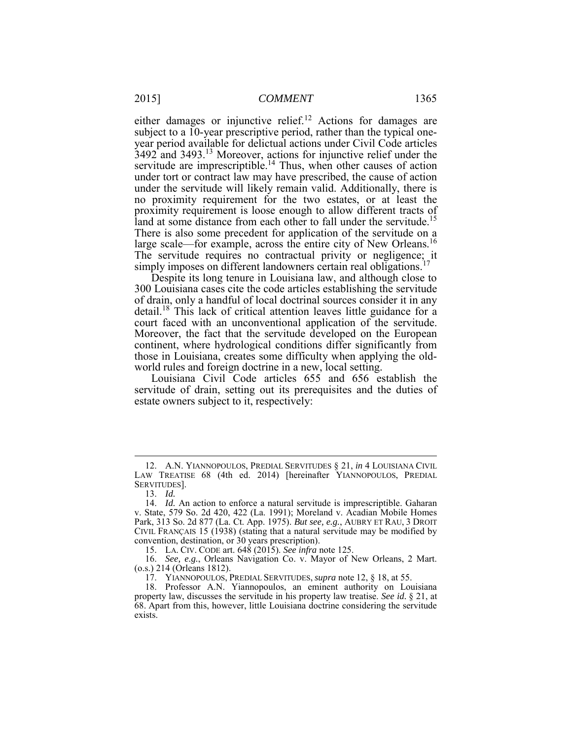either damages or injunctive relief.[12] Actions for damages are subject to a 10-year prescriptive period, rather than the typical one-year period available for delictual actions under Civil Code articles 3492 and 3493.[13] Moreover, actions for injunctive relief under the servitude are imprescriptible.[14] Thus, when other causes of action under tort or contract law may have prescribed, the cause of action under the servitude will likely remain valid. Additionally, there is no proximity requirement for the two estates, or at least the proximity requirement is loose enough to allow different tracts of land at some distance from each other to fall under the servitude.[15] There is also some precedent for application of the servitude on a large scale—for example, across the entire city of New Orleans.[16] The servitude requires no contractual privity or negligence; it simply imposes on different landowners certain real obligations.[17]

Despite its long tenure in Louisiana law, and although close to 300 Louisiana cases cite the code articles establishing the servitude of drain, only a handful of local doctrinal sources consider it in any detail.[18] This lack of critical attention leaves little guidance for a court faced with an unconventional application of the servitude. Moreover, the fact that the servitude developed on the European continent, where hydrological conditions differ significantly from those in Louisiana, creates some difficulty when applying the old-world rules and foreign doctrine in a new, local setting.

Louisiana Civil Code articles 655 and 656 establish the servitude of drain, setting out its prerequisites and the duties of estate owners subject to it, respectively:

---

12. A.N. YIANNOPOULOS, PREDIAL SERVITUDES § 21, *in* 4 LOUISIANA CIVIL LAW TREATISE 68 (4th ed. 2014) [hereinafter YIANNOPOULOS, PREDIAL SERVITUDES].

13. *Id.*

14. *Id.* An action to enforce a natural servitude is imprescriptible. Gaharan v. State, 579 So. 2d 420, 422 (La. 1991); Moreland v. Acadian Mobile Homes Park, 313 So. 2d 877 (La. Ct. App. 1975). *But see, e.g.*, AUBRY ET RAU, 3 DROIT CIVIL FRANÇAIS 15 (1938) (stating that a natural servitude may be modified by convention, destination, or 30 years prescription).

15. LA. CIV. CODE art. 648 (2015). *See infra* note 125.

16. *See, e.g.*, Orleans Navigation Co. v. Mayor of New Orleans, 2 Mart. (o.s.) 214 (Orleans 1812).

17. YIANNOPOULOS, PREDIAL SERVITUDES, *supra* note 12, § 18, at 55.

18. Professor A.N. Yiannopoulos, an eminent authority on Louisiana property law, discusses the servitude in his property law treatise. *See id.* § 21, at 68. Apart from this, however, little Louisiana doctrine considering the servitude exists.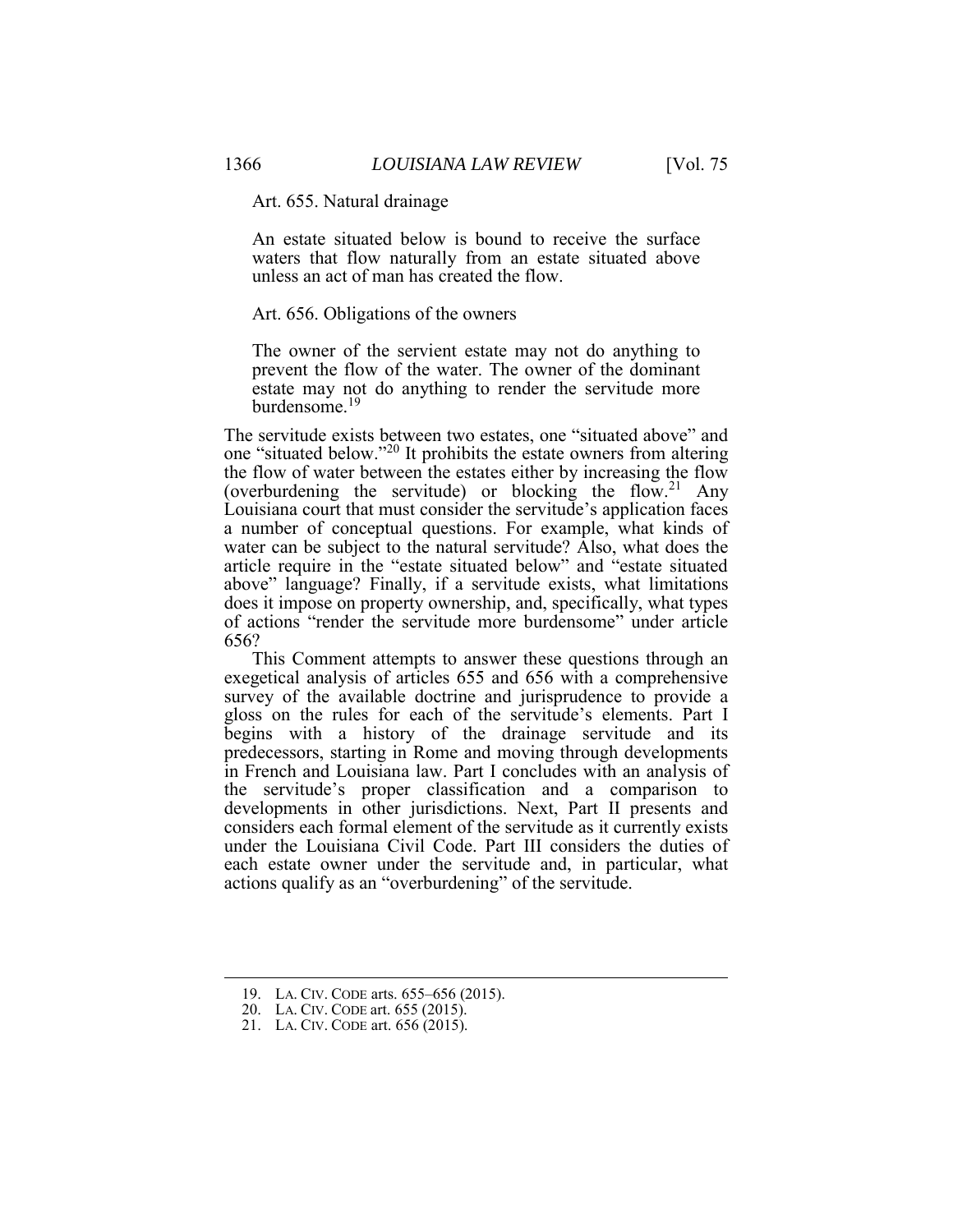Art. 655. Natural drainage

> An estate situated below is bound to receive the surface waters that flow naturally from an estate situated above unless an act of man has created the flow.

Art. 656. Obligations of the owners

> The owner of the servient estate may not do anything to prevent the flow of the water. The owner of the dominant estate may not do anything to render the servitude more burdensome.[19]

The servitude exists between two estates, one "situated above" and one "situated below."[20] It prohibits the estate owners from altering the flow of water between the estates either by increasing the flow (overburdening the servitude) or blocking the flow.[21] Any Louisiana court that must consider the servitude's application faces a number of conceptual questions. For example, what kinds of water can be subject to the natural servitude? Also, what does the article require in the "estate situated below" and "estate situated above" language? Finally, if a servitude exists, what limitations does it impose on property ownership, and, specifically, what types of actions "render the servitude more burdensome" under article 656?

This Comment attempts to answer these questions through an exegetical analysis of articles 655 and 656 with a comprehensive survey of the available doctrine and jurisprudence to provide a gloss on the rules for each of the servitude's elements. Part I begins with a history of the drainage servitude and its predecessors, starting in Rome and moving through developments in French and Louisiana law. Part I concludes with an analysis of the servitude's proper classification and a comparison to developments in other jurisdictions. Next, Part II presents and considers each formal element of the servitude as it currently exists under the Louisiana Civil Code. Part III considers the duties of each estate owner under the servitude and, in particular, what actions qualify as an "overburdening" of the servitude.

---

19. LA. CIV. CODE arts. 655–656 (2015).
20. LA. CIV. CODE art. 655 (2015).
21. LA. CIV. CODE art. 656 (2015).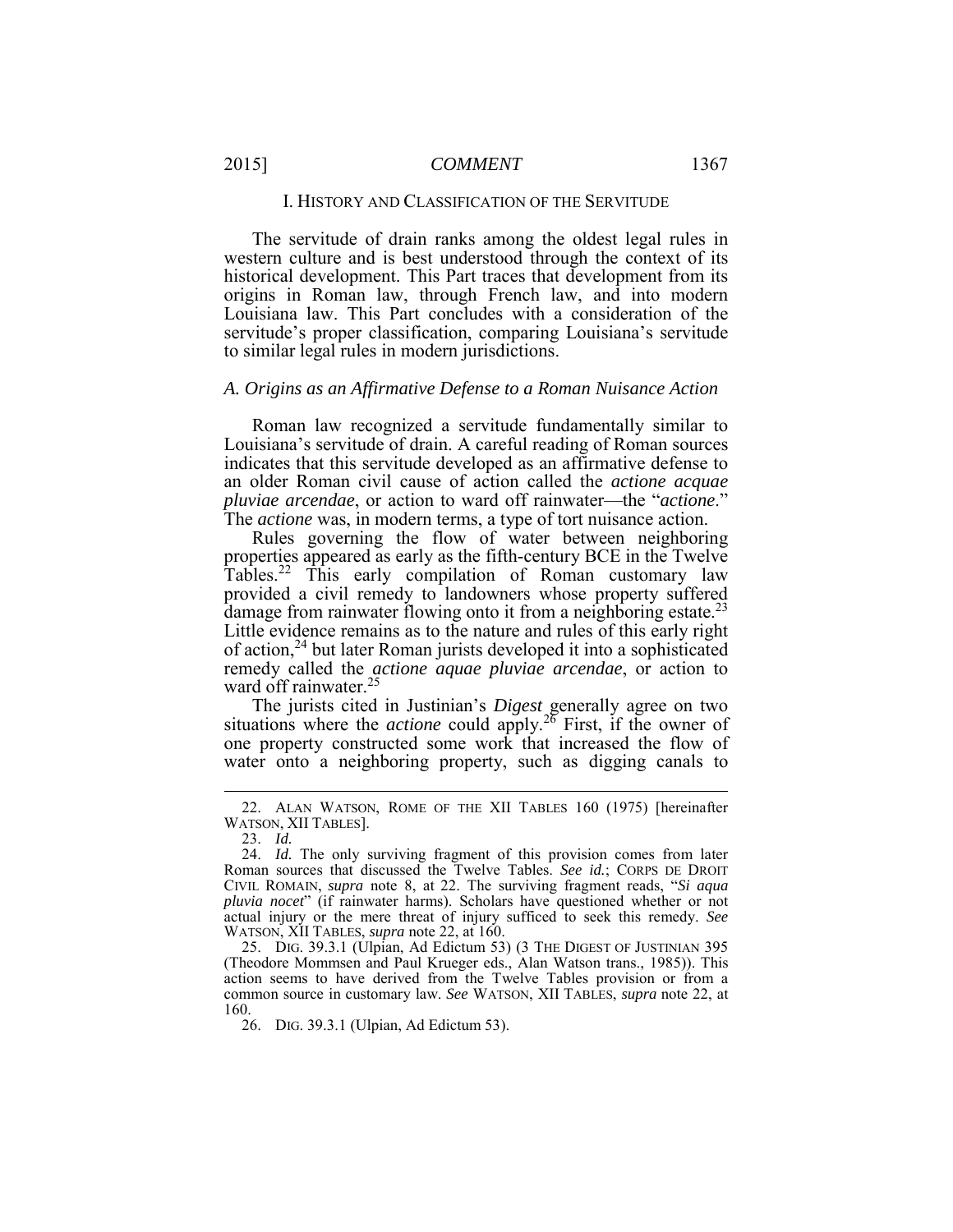## I. HISTORY AND CLASSIFICATION OF THE SERVITUDE

The servitude of drain ranks among the oldest legal rules in western culture and is best understood through the context of its historical development. This Part traces that development from its origins in Roman law, through French law, and into modern Louisiana law. This Part concludes with a consideration of the servitude's proper classification, comparing Louisiana's servitude to similar legal rules in modern jurisdictions.

### *A. Origins as an Affirmative Defense to a Roman Nuisance Action*

Roman law recognized a servitude fundamentally similar to Louisiana's servitude of drain. A careful reading of Roman sources indicates that this servitude developed as an affirmative defense to an older Roman civil cause of action called the *actione acquae pluviae arcendae*, or action to ward off rainwater—the "*actione*." The *actione* was, in modern terms, a type of tort nuisance action.

Rules governing the flow of water between neighboring properties appeared as early as the fifth-century BCE in the Twelve Tables.[22] This early compilation of Roman customary law provided a civil remedy to landowners whose property suffered damage from rainwater flowing onto it from a neighboring estate.[23] Little evidence remains as to the nature and rules of this early right of action,[24] but later Roman jurists developed it into a sophisticated remedy called the *actione aquae pluviae arcendae*, or action to ward off rainwater.[25]

The jurists cited in Justinian's *Digest* generally agree on two situations where the *actione* could apply.[26] First, if the owner of one property constructed some work that increased the flow of water onto a neighboring property, such as digging canals to

---

22. ALAN WATSON, ROME OF THE XII TABLES 160 (1975) [hereinafter WATSON, XII TABLES].

23. *Id.*

24. *Id.* The only surviving fragment of this provision comes from later Roman sources that discussed the Twelve Tables. *See id.*; CORPS DE DROIT CIVIL ROMAIN, *supra* note 8, at 22. The surviving fragment reads, "*Si aqua pluvia nocet*" (if rainwater harms). Scholars have questioned whether or not actual injury or the mere threat of injury sufficed to seek this remedy. *See* WATSON, XII TABLES, *supra* note 22, at 160.

25. DIG. 39.3.1 (Ulpian, Ad Edictum 53) (3 THE DIGEST OF JUSTINIAN 395 (Theodore Mommsen and Paul Krueger eds., Alan Watson trans., 1985)). This action seems to have derived from the Twelve Tables provision or from a common source in customary law. *See* WATSON, XII TABLES, *supra* note 22, at 160.

26. DIG. 39.3.1 (Ulpian, Ad Edictum 53).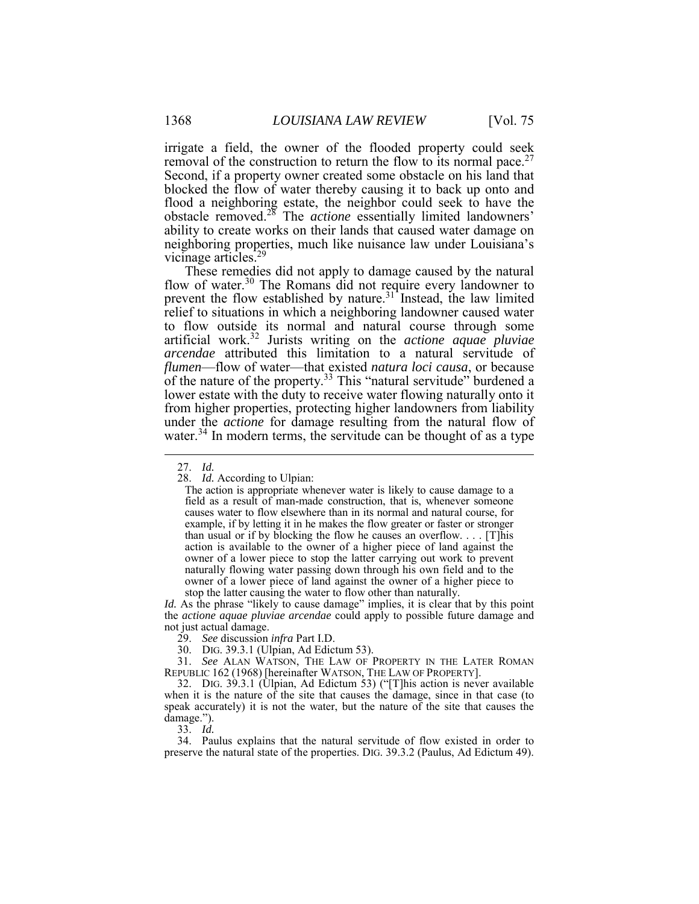irrigate a field, the owner of the flooded property could seek removal of the construction to return the flow to its normal pace.[27] Second, if a property owner created some obstacle on his land that blocked the flow of water thereby causing it to back up onto and flood a neighboring estate, the neighbor could seek to have the obstacle removed.[28] The *actione* essentially limited landowners' ability to create works on their lands that caused water damage on neighboring properties, much like nuisance law under Louisiana's vicinage articles.[29]

These remedies did not apply to damage caused by the natural flow of water.[30] The Romans did not require every landowner to prevent the flow established by nature.[31] Instead, the law limited relief to situations in which a neighboring landowner caused water to flow outside its normal and natural course through some artificial work.[32] Jurists writing on the *actione aquae pluviae arcendae* attributed this limitation to a natural servitude of *flumen*—flow of water—that existed *natura loci causa*, or because of the nature of the property.[33] This "natural servitude" burdened a lower estate with the duty to receive water flowing naturally onto it from higher properties, protecting higher landowners from liability under the *actione* for damage resulting from the natural flow of water.[34] In modern terms, the servitude can be thought of as a type

---

27. *Id.*

28. *Id.* According to Ulpian:

> The action is appropriate whenever water is likely to cause damage to a field as a result of man-made construction, that is, whenever someone causes water to flow elsewhere than in its normal and natural course, for example, if by letting it in he makes the flow greater or faster or stronger than usual or if by blocking the flow he causes an overflow. . . . [T]his action is available to the owner of a higher piece of land against the owner of a lower piece to stop the latter carrying out work to prevent naturally flowing water passing down through his own field and to the owner of a lower piece of land against the owner of a higher piece to stop the latter causing the water to flow other than naturally.

*Id.* As the phrase "likely to cause damage" implies, it is clear that by this point the *actione aquae pluviae arcendae* could apply to possible future damage and not just actual damage.

29. *See* discussion *infra* Part I.D.

30. DIG. 39.3.1 (Ulpian, Ad Edictum 53).

31. *See* ALAN WATSON, THE LAW OF PROPERTY IN THE LATER ROMAN REPUBLIC 162 (1968) [hereinafter WATSON, THE LAW OF PROPERTY].

32. DIG. 39.3.1 (Ulpian, Ad Edictum 53) ("[T]his action is never available when it is the nature of the site that causes the damage, since in that case (to speak accurately) it is not the water, but the nature of the site that causes the damage.").

33. *Id.*

34. Paulus explains that the natural servitude of flow existed in order to preserve the natural state of the properties. DIG. 39.3.2 (Paulus, Ad Edictum 49).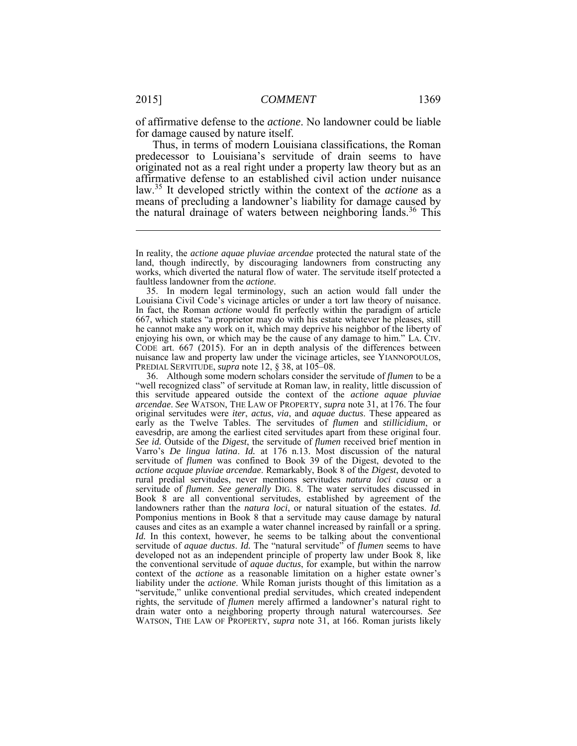of affirmative defense to the *actione*. No landowner could be liable for damage caused by nature itself.

Thus, in terms of modern Louisiana classifications, the Roman predecessor to Louisiana's servitude of drain seems to have originated not as a real right under a property law theory but as an affirmative defense to an established civil action under nuisance law.[35] It developed strictly within the context of the *actione* as a means of precluding a landowner's liability for damage caused by the natural drainage of waters between neighboring lands.[36] This

---

In reality, the *actione aquae pluviae arcendae* protected the natural state of the land, though indirectly, by discouraging landowners from constructing any works, which diverted the natural flow of water. The servitude itself protected a faultless landowner from the *actione*.

35. In modern legal terminology, such an action would fall under the Louisiana Civil Code's vicinage articles or under a tort law theory of nuisance. In fact, the Roman *actione* would fit perfectly within the paradigm of article 667, which states "a proprietor may do with his estate whatever he pleases, still he cannot make any work on it, which may deprive his neighbor of the liberty of enjoying his own, or which may be the cause of any damage to him." LA. CIV. CODE art. 667 (2015). For an in depth analysis of the differences between nuisance law and property law under the vicinage articles, see YIANNOPOULOS, PREDIAL SERVITUDE, *supra* note 12, § 38, at 105–08.

36. Although some modern scholars consider the servitude of *flumen* to be a "well recognized class" of servitude at Roman law, in reality, little discussion of this servitude appeared outside the context of the *actione aquae pluviae arcendae*. *See* WATSON, THE LAW OF PROPERTY, *supra* note 31, at 176. The four original servitudes were *iter*, *actus*, *via*, and *aquae ductus*. These appeared as early as the Twelve Tables. The servitudes of *flumen* and *stillicidium*, or eavesdrip, are among the earliest cited servitudes apart from these original four. *See id.* Outside of the *Digest*, the servitude of *flumen* received brief mention in Varro's *De lingua latina*. *Id.* at 176 n.13. Most discussion of the natural servitude of *flumen* was confined to Book 39 of the Digest, devoted to the *actione acquae pluviae arcendae*. Remarkably, Book 8 of the *Digest*, devoted to rural predial servitudes, never mentions servitudes *natura loci causa* or a servitude of *flumen*. *See generally* DIG. 8. The water servitudes discussed in Book 8 are all conventional servitudes, established by agreement of the landowners rather than the *natura loci*, or natural situation of the estates. *Id.* Pomponius mentions in Book 8 that a servitude may cause damage by natural causes and cites as an example a water channel increased by rainfall or a spring. *Id.* In this context, however, he seems to be talking about the conventional servitude of *aquae ductus*. *Id.* The "natural servitude" of *flumen* seems to have developed not as an independent principle of property law under Book 8, like the conventional servitude of *aquae ductus*, for example, but within the narrow context of the *actione* as a reasonable limitation on a higher estate owner's liability under the *actione*. While Roman jurists thought of this limitation as a "servitude," unlike conventional predial servitudes, which created independent rights, the servitude of *flumen* merely affirmed a landowner's natural right to drain water onto a neighboring property through natural watercourses. *See* WATSON, THE LAW OF PROPERTY, *supra* note 31, at 166. Roman jurists likely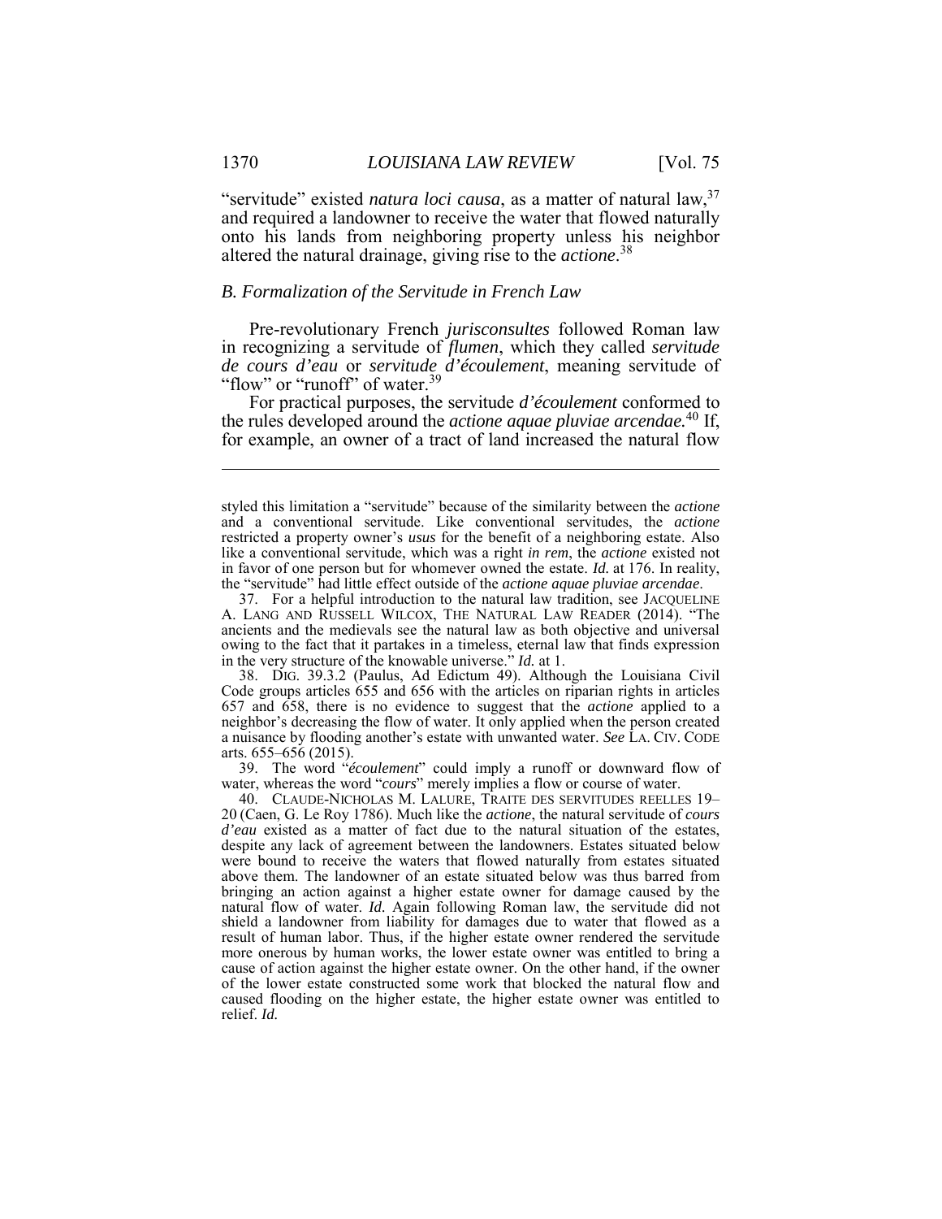"servitude" existed *natura loci causa*, as a matter of natural law,[37] and required a landowner to receive the water that flowed naturally onto his lands from neighboring property unless his neighbor altered the natural drainage, giving rise to the *actione*.[38]

### *B. Formalization of the Servitude in French Law*

Pre-revolutionary French *jurisconsultes* followed Roman law in recognizing a servitude of *flumen*, which they called *servitude de cours d'eau* or *servitude d'écoulement*, meaning servitude of "flow" or "runoff" of water.[39]

For practical purposes, the servitude *d'écoulement* conformed to the rules developed around the *actione aquae pluviae arcendae.*[40] If, for example, an owner of a tract of land increased the natural flow

---

styled this limitation a "servitude" because of the similarity between the *actione* and a conventional servitude. Like conventional servitudes, the *actione* restricted a property owner's *usus* for the benefit of a neighboring estate. Also like a conventional servitude, which was a right *in rem*, the *actione* existed not in favor of one person but for whomever owned the estate. *Id.* at 176. In reality, the "servitude" had little effect outside of the *actione aquae pluviae arcendae*.

37. For a helpful introduction to the natural law tradition, see JACQUELINE A. LANG AND RUSSELL WILCOX, THE NATURAL LAW READER (2014). "The ancients and the medievals see the natural law as both objective and universal owing to the fact that it partakes in a timeless, eternal law that finds expression in the very structure of the knowable universe." *Id.* at 1.

38. DIG. 39.3.2 (Paulus, Ad Edictum 49). Although the Louisiana Civil Code groups articles 655 and 656 with the articles on riparian rights in articles 657 and 658, there is no evidence to suggest that the *actione* applied to a neighbor's decreasing the flow of water. It only applied when the person created a nuisance by flooding another's estate with unwanted water. *See* LA. CIV. CODE arts. 655–656 (2015).

39. The word "*écoulement*" could imply a runoff or downward flow of water, whereas the word "*cours*" merely implies a flow or course of water.

40. CLAUDE-NICHOLAS M. LALURE, TRAITE DES SERVITUDES REELLES 19–20 (Caen, G. Le Roy 1786). Much like the *actione*, the natural servitude of *cours d'eau* existed as a matter of fact due to the natural situation of the estates, despite any lack of agreement between the landowners. Estates situated below were bound to receive the waters that flowed naturally from estates situated above them. The landowner of an estate situated below was thus barred from bringing an action against a higher estate owner for damage caused by the natural flow of water. *Id.* Again following Roman law, the servitude did not shield a landowner from liability for damages due to water that flowed as a result of human labor. Thus, if the higher estate owner rendered the servitude more onerous by human works, the lower estate owner was entitled to bring a cause of action against the higher estate owner. On the other hand, if the owner of the lower estate constructed some work that blocked the natural flow and caused flooding on the higher estate, the higher estate owner was entitled to relief. *Id.*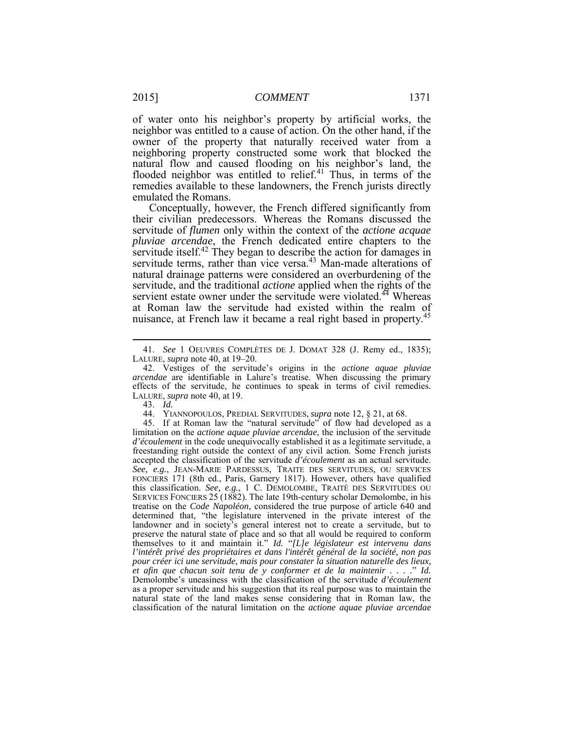of water onto his neighbor's property by artificial works, the neighbor was entitled to a cause of action. On the other hand, if the owner of the property that naturally received water from a neighboring property constructed some work that blocked the natural flow and caused flooding on his neighbor's land, the flooded neighbor was entitled to relief.[41] Thus, in terms of the remedies available to these landowners, the French jurists directly emulated the Romans.

Conceptually, however, the French differed significantly from their civilian predecessors. Whereas the Romans discussed the servitude of *flumen* only within the context of the *actione acquae pluviae arcendae*, the French dedicated entire chapters to the servitude itself.[42] They began to describe the action for damages in servitude terms, rather than vice versa.[43] Man-made alterations of natural drainage patterns were considered an overburdening of the servitude, and the traditional *actione* applied when the rights of the servient estate owner under the servitude were violated.[44] Whereas at Roman law the servitude had existed within the realm of nuisance, at French law it became a real right based in property.[45]

---

41. *See* 1 OEUVRES COMPLÈTES DE J. DOMAT 328 (J. Remy ed., 1835); LALURE, *supra* note 40, at 19–20.

42. Vestiges of the servitude's origins in the *actione aquae pluviae arcendae* are identifiable in Lalure's treatise. When discussing the primary effects of the servitude, he continues to speak in terms of civil remedies. LALURE, *supra* note 40, at 19.

43. *Id.*

44. YIANNOPOULOS, PREDIAL SERVITUDES, *supra* note 12, § 21, at 68.

45. If at Roman law the "natural servitude" of flow had developed as a limitation on the *actione aquae pluviae arcendae*, the inclusion of the servitude *d'écoulement* in the code unequivocally established it as a legitimate servitude, a freestanding right outside the context of any civil action. Some French jurists accepted the classification of the servitude *d'écoulement* as an actual servitude. *See, e.g.*, JEAN-MARIE PARDESSUS, TRAITE DES SERVITUDES, OU SERVICES FONCIERS 171 (8th ed., Paris, Garnery 1817). However, others have qualified this classification. *See, e.g.*, 1 C. DEMOLOMBE, TRAITÉ DES SERVITUDES OU SERVICES FONCIERS 25 (1882). The late 19th-century scholar Demolombe, in his treatise on the *Code Napoléon*, considered the true purpose of article 640 and determined that, "the legislature intervened in the private interest of the landowner and in society's general interest not to create a servitude, but to preserve the natural state of place and so that all would be required to conform themselves to it and maintain it." *Id.* "*[L]e législateur est intervenu dans l'intérêt privé des propriétaires et dans l'intérêt général de la société, non pas pour créer ici une servitude, mais pour constater la situation naturelle des lieux, et afin que chacun soit tenu de y conformer et de la maintenir . . . .*" *Id.* Demolombe's uneasiness with the classification of the servitude *d'écoulement* as a proper servitude and his suggestion that its real purpose was to maintain the natural state of the land makes sense considering that in Roman law, the classification of the natural limitation on the *actione aquae pluviae arcendae*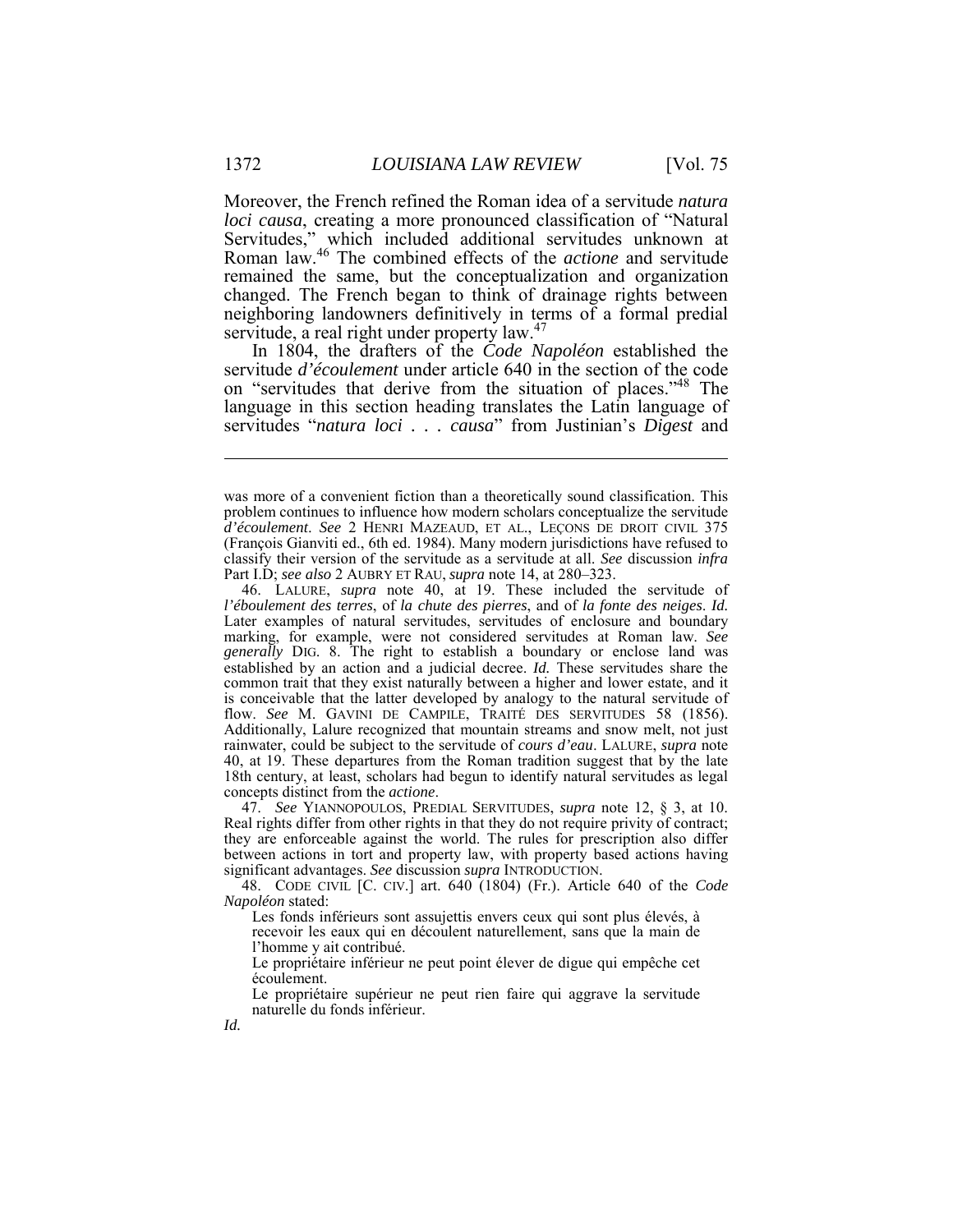Moreover, the French refined the Roman idea of a servitude *natura loci causa*, creating a more pronounced classification of "Natural Servitudes," which included additional servitudes unknown at Roman law.[46] The combined effects of the *actione* and servitude remained the same, but the conceptualization and organization changed. The French began to think of drainage rights between neighboring landowners definitively in terms of a formal predial servitude, a real right under property law.[47]

In 1804, the drafters of the *Code Napoléon* established the servitude *d'écoulement* under article 640 in the section of the code on "servitudes that derive from the situation of places."[48] The language in this section heading translates the Latin language of servitudes "*natura loci . . . causa*" from Justinian's *Digest* and

---

was more of a convenient fiction than a theoretically sound classification. This problem continues to influence how modern scholars conceptualize the servitude *d'écoulement*. *See* 2 HENRI MAZEAUD, ET AL., LEÇONS DE DROIT CIVIL 375 (François Gianviti ed., 6th ed. 1984). Many modern jurisdictions have refused to classify their version of the servitude as a servitude at all. *See* discussion *infra* Part I.D; *see also* 2 AUBRY ET RAU, *supra* note 14, at 280–323.

46. LALURE, *supra* note 40, at 19. These included the servitude of *l'éboulement des terres*, of *la chute des pierres*, and of *la fonte des neiges*. *Id.* Later examples of natural servitudes, servitudes of enclosure and boundary marking, for example, were not considered servitudes at Roman law. *See generally* DIG. 8. The right to establish a boundary or enclose land was established by an action and a judicial decree. *Id.* These servitudes share the common trait that they exist naturally between a higher and lower estate, and it is conceivable that the latter developed by analogy to the natural servitude of flow. *See* M. GAVINI DE CAMPILE, TRAITÉ DES SERVITUDES 58 (1856). Additionally, Lalure recognized that mountain streams and snow melt, not just rainwater, could be subject to the servitude of *cours d'eau*. LALURE, *supra* note 40, at 19. These departures from the Roman tradition suggest that by the late 18th century, at least, scholars had begun to identify natural servitudes as legal concepts distinct from the *actione*.

47. *See* YIANNOPOULOS, PREDIAL SERVITUDES, *supra* note 12, § 3, at 10. Real rights differ from other rights in that they do not require privity of contract; they are enforceable against the world. The rules for prescription also differ between actions in tort and property law, with property based actions having significant advantages. *See* discussion *supra* INTRODUCTION.

48. CODE CIVIL [C. CIV.] art. 640 (1804) (Fr.). Article 640 of the *Code Napoléon* stated:

> Les fonds inférieurs sont assujettis envers ceux qui sont plus élevés, à recevoir les eaux qui en découlent naturellement, sans que la main de l'homme y ait contribué.
>
> Le propriétaire inférieur ne peut point élever de digue qui empêche cet écoulement.
>
> Le propriétaire supérieur ne peut rien faire qui aggrave la servitude naturelle du fonds inférieur.

*Id.*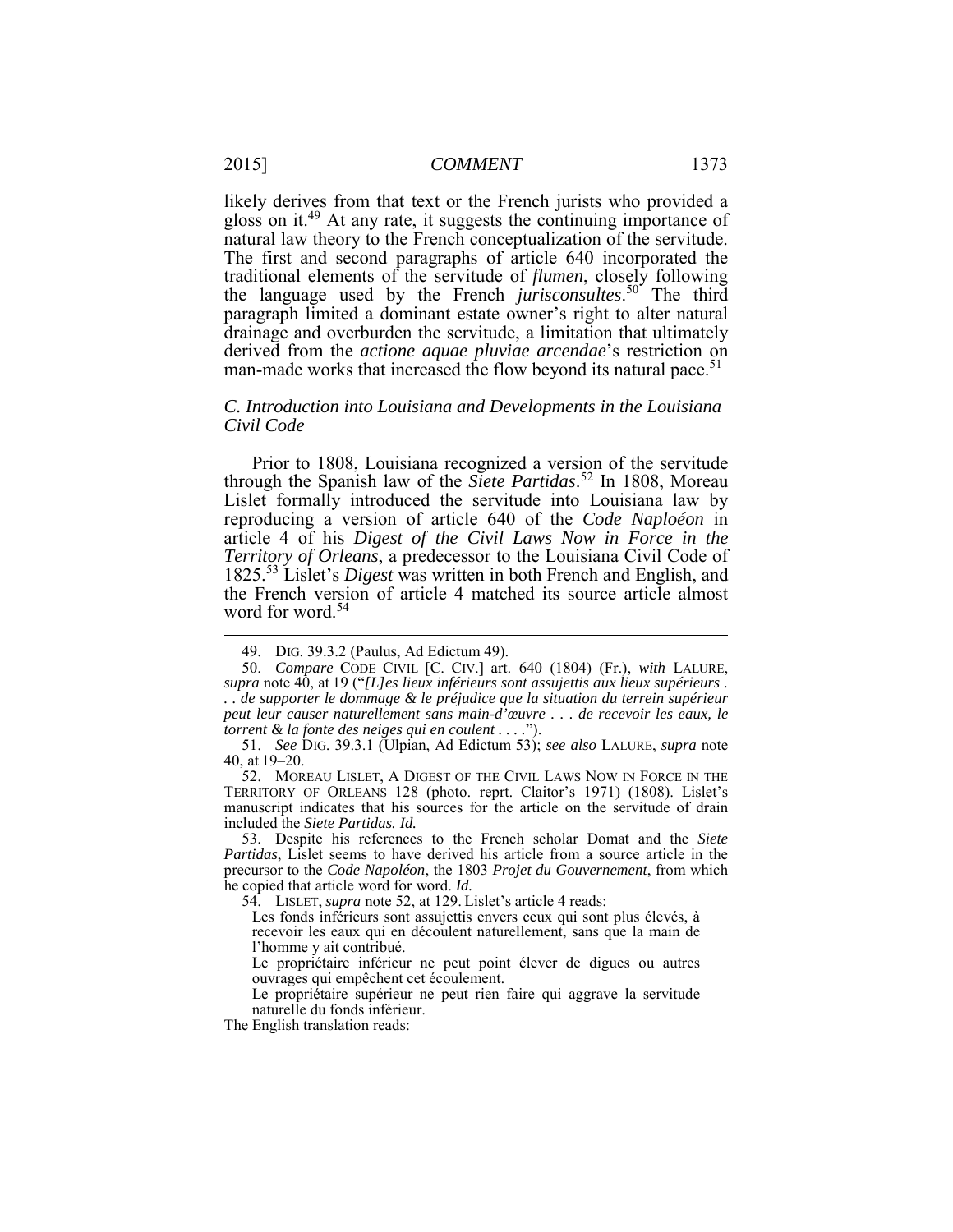likely derives from that text or the French jurists who provided a gloss on it.[49] At any rate, it suggests the continuing importance of natural law theory to the French conceptualization of the servitude. The first and second paragraphs of article 640 incorporated the traditional elements of the servitude of *flumen*, closely following the language used by the French *jurisconsultes*.[50] The third paragraph limited a dominant estate owner's right to alter natural drainage and overburden the servitude, a limitation that ultimately derived from the *actione aquae pluviae arcendae*'s restriction on man-made works that increased the flow beyond its natural pace.[51]

### *C. Introduction into Louisiana and Developments in the Louisiana Civil Code*

Prior to 1808, Louisiana recognized a version of the servitude through the Spanish law of the *Siete Partidas*.[52] In 1808, Moreau Lislet formally introduced the servitude into Louisiana law by reproducing a version of article 640 of the *Code Naploéon* in article 4 of his *Digest of the Civil Laws Now in Force in the Territory of Orleans*, a predecessor to the Louisiana Civil Code of 1825.[53] Lislet's *Digest* was written in both French and English, and the French version of article 4 matched its source article almost word for word.[54]

---

49. DIG. 39.3.2 (Paulus, Ad Edictum 49).

50. *Compare* CODE CIVIL [C. CIV.] art. 640 (1804) (Fr.), *with* LALURE, *supra* note 40, at 19 ("*[L]es lieux inférieurs sont assujettis aux lieux supérieurs . . . de supporter le dommage & le préjudice que la situation du terrein supérieur peut leur causer naturellement sans main-d'œuvre . . . de recevoir les eaux, le torrent & la fonte des neiges qui en coulent* . . . .").

51. *See* DIG. 39.3.1 (Ulpian, Ad Edictum 53); *see also* LALURE, *supra* note 40, at 19–20.

52. MOREAU LISLET, A DIGEST OF THE CIVIL LAWS NOW IN FORCE IN THE TERRITORY OF ORLEANS 128 (photo. reprt. Claitor's 1971) (1808). Lislet's manuscript indicates that his sources for the article on the servitude of drain included the *Siete Partidas. Id.*

53. Despite his references to the French scholar Domat and the *Siete Partidas*, Lislet seems to have derived his article from a source article in the precursor to the *Code Napoléon*, the 1803 *Projet du Gouvernement*, from which he copied that article word for word. *Id.*

54. LISLET, *supra* note 52, at 129. Lislet's article 4 reads:

> Les fonds inférieurs sont assujettis envers ceux qui sont plus élevés, à recevoir les eaux qui en découlent naturellement, sans que la main de l'homme y ait contribué.
>
> Le propriétaire inférieur ne peut point élever de digues ou autres ouvrages qui empêchent cet écoulement.
>
> Le propriétaire supérieur ne peut rien faire qui aggrave la servitude naturelle du fonds inférieur.

The English translation reads: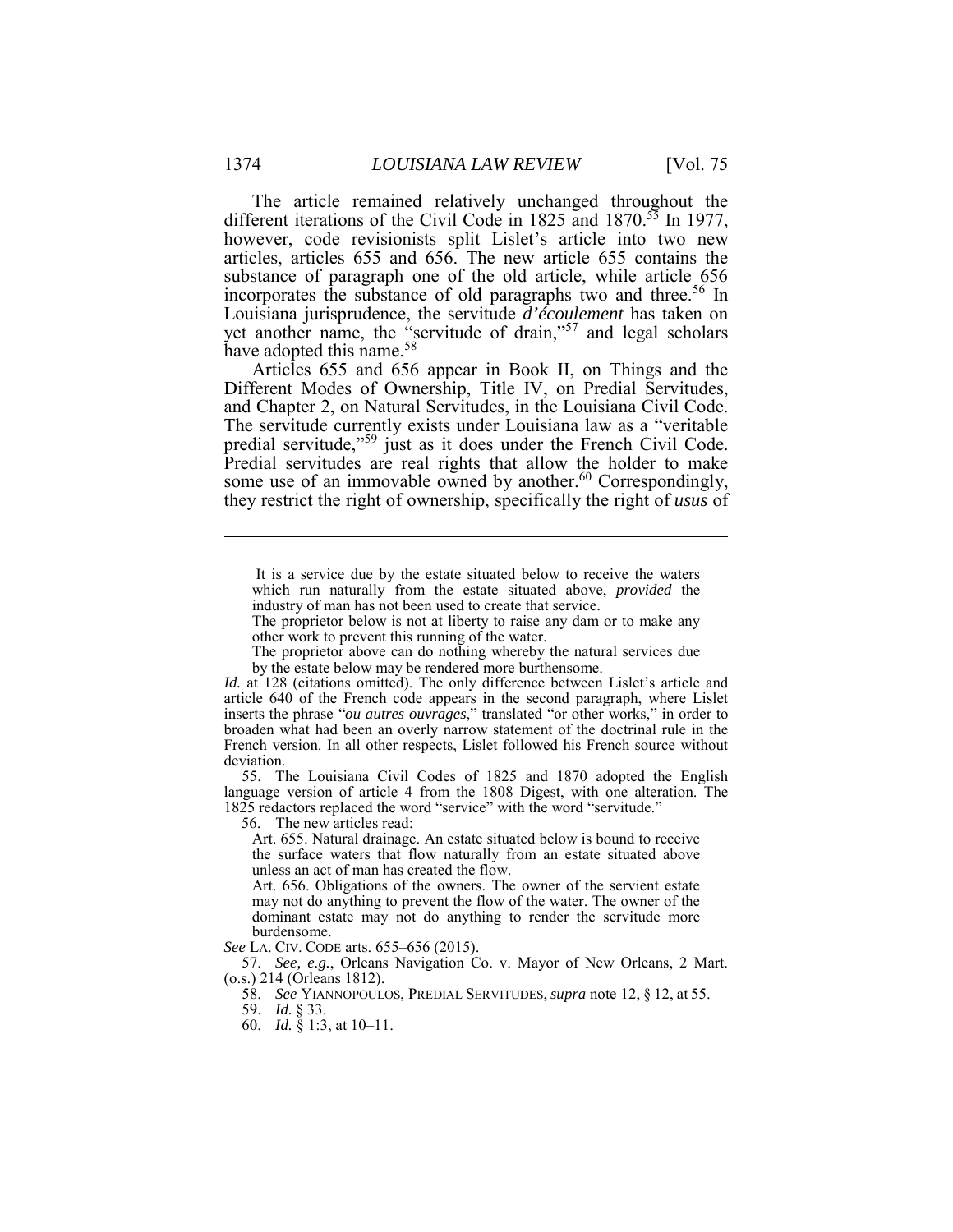The article remained relatively unchanged throughout the different iterations of the Civil Code in 1825 and 1870.[55] In 1977, however, code revisionists split Lislet's article into two new articles, articles 655 and 656. The new article 655 contains the substance of paragraph one of the old article, while article 656 incorporates the substance of old paragraphs two and three.[56] In Louisiana jurisprudence, the servitude *d'écoulement* has taken on yet another name, the "servitude of drain,"[57] and legal scholars have adopted this name.[58]

Articles 655 and 656 appear in Book II, on Things and the Different Modes of Ownership, Title IV, on Predial Servitudes, and Chapter 2, on Natural Servitudes, in the Louisiana Civil Code. The servitude currently exists under Louisiana law as a "veritable predial servitude,"[59] just as it does under the French Civil Code. Predial servitudes are real rights that allow the holder to make some use of an immovable owned by another.[60] Correspondingly, they restrict the right of ownership, specifically the right of *usus* of

---

> It is a service due by the estate situated below to receive the waters which run naturally from the estate situated above, *provided* the industry of man has not been used to create that service.
>
> The proprietor below is not at liberty to raise any dam or to make any other work to prevent this running of the water.
>
> The proprietor above can do nothing whereby the natural services due by the estate below may be rendered more burthensome.

*Id.* at 128 (citations omitted). The only difference between Lislet's article and article 640 of the French code appears in the second paragraph, where Lislet inserts the phrase "*ou autres ouvrages*," translated "or other works," in order to broaden what had been an overly narrow statement of the doctrinal rule in the French version. In all other respects, Lislet followed his French source without deviation.

55. The Louisiana Civil Codes of 1825 and 1870 adopted the English language version of article 4 from the 1808 Digest, with one alteration. The 1825 redactors replaced the word "service" with the word "servitude."

56. The new articles read:

> Art. 655. Natural drainage. An estate situated below is bound to receive the surface waters that flow naturally from an estate situated above unless an act of man has created the flow.
>
> Art. 656. Obligations of the owners. The owner of the servient estate may not do anything to prevent the flow of the water. The owner of the dominant estate may not do anything to render the servitude more burdensome.

*See* LA. CIV. CODE arts. 655–656 (2015).

57. *See, e.g.*, Orleans Navigation Co. v. Mayor of New Orleans, 2 Mart. (o.s.) 214 (Orleans 1812).

58. *See* YIANNOPOULOS, PREDIAL SERVITUDES, *supra* note 12, § 12, at 55.

59. *Id.* § 33.

60. *Id.* § 1:3, at 10–11.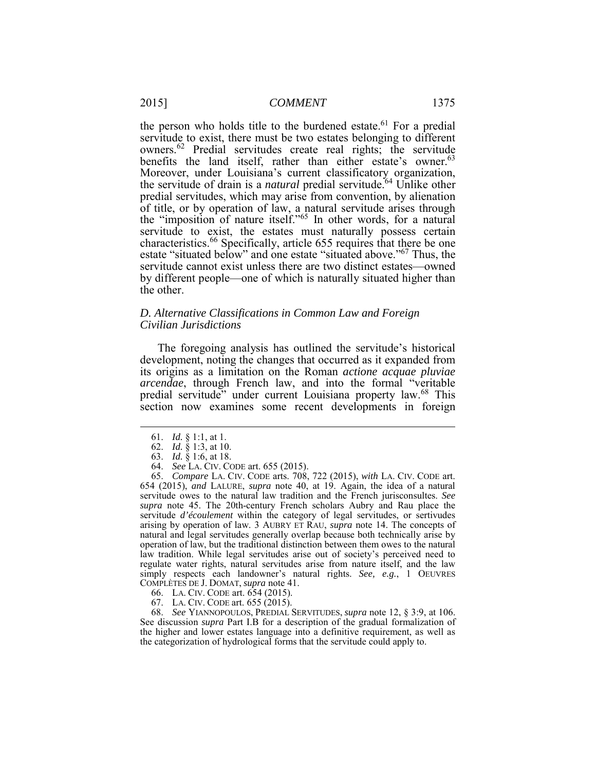the person who holds title to the burdened estate.[61] For a predial servitude to exist, there must be two estates belonging to different owners.[62] Predial servitudes create real rights; the servitude benefits the land itself, rather than either estate's owner.[63] Moreover, under Louisiana's current classificatory organization, the servitude of drain is a *natural* predial servitude.[64] Unlike other predial servitudes, which may arise from convention, by alienation of title, or by operation of law, a natural servitude arises through the "imposition of nature itself."[65] In other words, for a natural servitude to exist, the estates must naturally possess certain characteristics.[66] Specifically, article 655 requires that there be one estate "situated below" and one estate "situated above."[67] Thus, the servitude cannot exist unless there are two distinct estates—owned by different people—one of which is naturally situated higher than the other.

### *D. Alternative Classifications in Common Law and Foreign Civilian Jurisdictions*

The foregoing analysis has outlined the servitude's historical development, noting the changes that occurred as it expanded from its origins as a limitation on the Roman *actione acquae pluviae arcendae*, through French law, and into the formal "veritable predial servitude" under current Louisiana property law.[68] This section now examines some recent developments in foreign

---

61. *Id.* § 1:1, at 1.

62. *Id.* § 1:3, at 10.

63. *Id.* § 1:6, at 18.

64. *See* LA. CIV. CODE art. 655 (2015).

65. *Compare* LA. CIV. CODE arts. 708, 722 (2015), *with* LA. CIV. CODE art. 654 (2015), *and* LALURE, *supra* note 40, at 19. Again, the idea of a natural servitude owes to the natural law tradition and the French jurisconsultes. *See supra* note 45. The 20th-century French scholars Aubry and Rau place the servitude *d'écoulement* within the category of legal servitudes, or sertivudes arising by operation of law. 3 AUBRY ET RAU, *supra* note 14. The concepts of natural and legal servitudes generally overlap because both technically arise by operation of law, but the traditional distinction between them owes to the natural law tradition. While legal servitudes arise out of society's perceived need to regulate water rights, natural servitudes arise from nature itself, and the law simply respects each landowner's natural rights. *See, e.g.*, 1 OEUVRES COMPLÈTES DE J. DOMAT, *supra* note 41.

66. LA. CIV. CODE art. 654 (2015).

67. LA. CIV. CODE art. 655 (2015).

68. *See* YIANNOPOULOS, PREDIAL SERVITUDES, *supra* note 12, § 3:9, at 106. See discussion *supra* Part I.B for a description of the gradual formalization of the higher and lower estates language into a definitive requirement, as well as the categorization of hydrological forms that the servitude could apply to.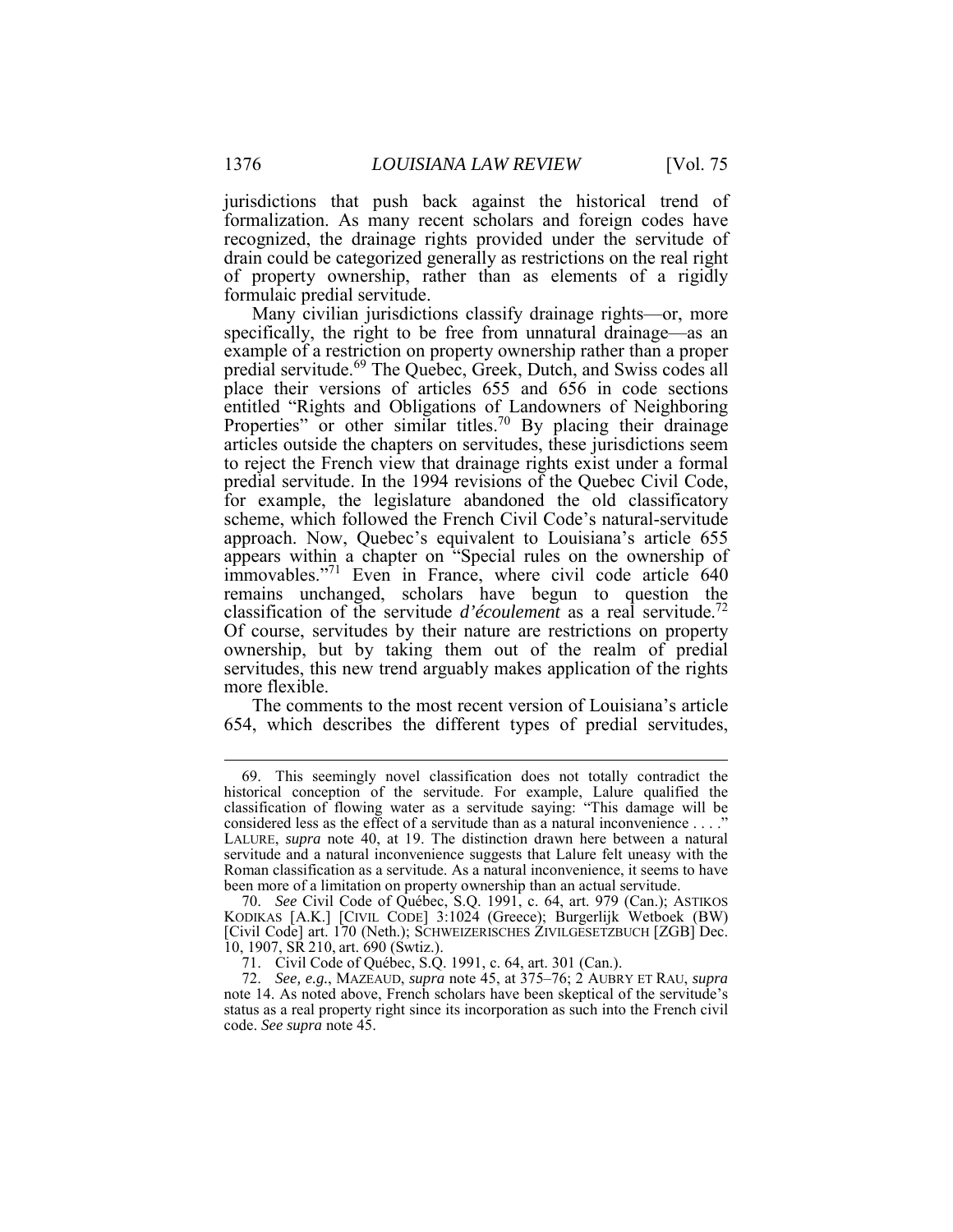jurisdictions that push back against the historical trend of formalization. As many recent scholars and foreign codes have recognized, the drainage rights provided under the servitude of drain could be categorized generally as restrictions on the real right of property ownership, rather than as elements of a rigidly formulaic predial servitude.

Many civilian jurisdictions classify drainage rights—or, more specifically, the right to be free from unnatural drainage—as an example of a restriction on property ownership rather than a proper predial servitude.[69] The Quebec, Greek, Dutch, and Swiss codes all place their versions of articles 655 and 656 in code sections entitled "Rights and Obligations of Landowners of Neighboring Properties" or other similar titles.[70] By placing their drainage articles outside the chapters on servitudes, these jurisdictions seem to reject the French view that drainage rights exist under a formal predial servitude. In the 1994 revisions of the Quebec Civil Code, for example, the legislature abandoned the old classificatory scheme, which followed the French Civil Code's natural-servitude approach. Now, Quebec's equivalent to Louisiana's article 655 appears within a chapter on "Special rules on the ownership of immovables."[71] Even in France, where civil code article 640 remains unchanged, scholars have begun to question the classification of the servitude *d'écoulement* as a real servitude.[72] Of course, servitudes by their nature are restrictions on property ownership, but by taking them out of the realm of predial servitudes, this new trend arguably makes application of the rights more flexible.

The comments to the most recent version of Louisiana's article 654, which describes the different types of predial servitudes,

---

69. This seemingly novel classification does not totally contradict the historical conception of the servitude. For example, Lalure qualified the classification of flowing water as a servitude saying: "This damage will be considered less as the effect of a servitude than as a natural inconvenience . . . ." LALURE, *supra* note 40, at 19. The distinction drawn here between a natural servitude and a natural inconvenience suggests that Lalure felt uneasy with the Roman classification as a servitude. As a natural inconvenience, it seems to have been more of a limitation on property ownership than an actual servitude.

70. *See* Civil Code of Québec, S.Q. 1991, c. 64, art. 979 (Can.); ASTIKOS KODIKAS [A.K.] [CIVIL CODE] 3:1024 (Greece); Burgerlijk Wetboek (BW) [Civil Code] art. 170 (Neth.); SCHWEIZERISCHES ZIVILGESETZBUCH [ZGB] Dec. 10, 1907, SR 210, art. 690 (Swtiz.).

71. Civil Code of Québec, S.Q. 1991, c. 64, art. 301 (Can.).

72. *See, e.g.*, MAZEAUD, *supra* note 45, at 375–76; 2 AUBRY ET RAU, *supra* note 14. As noted above, French scholars have been skeptical of the servitude's status as a real property right since its incorporation as such into the French civil code. *See supra* note 45.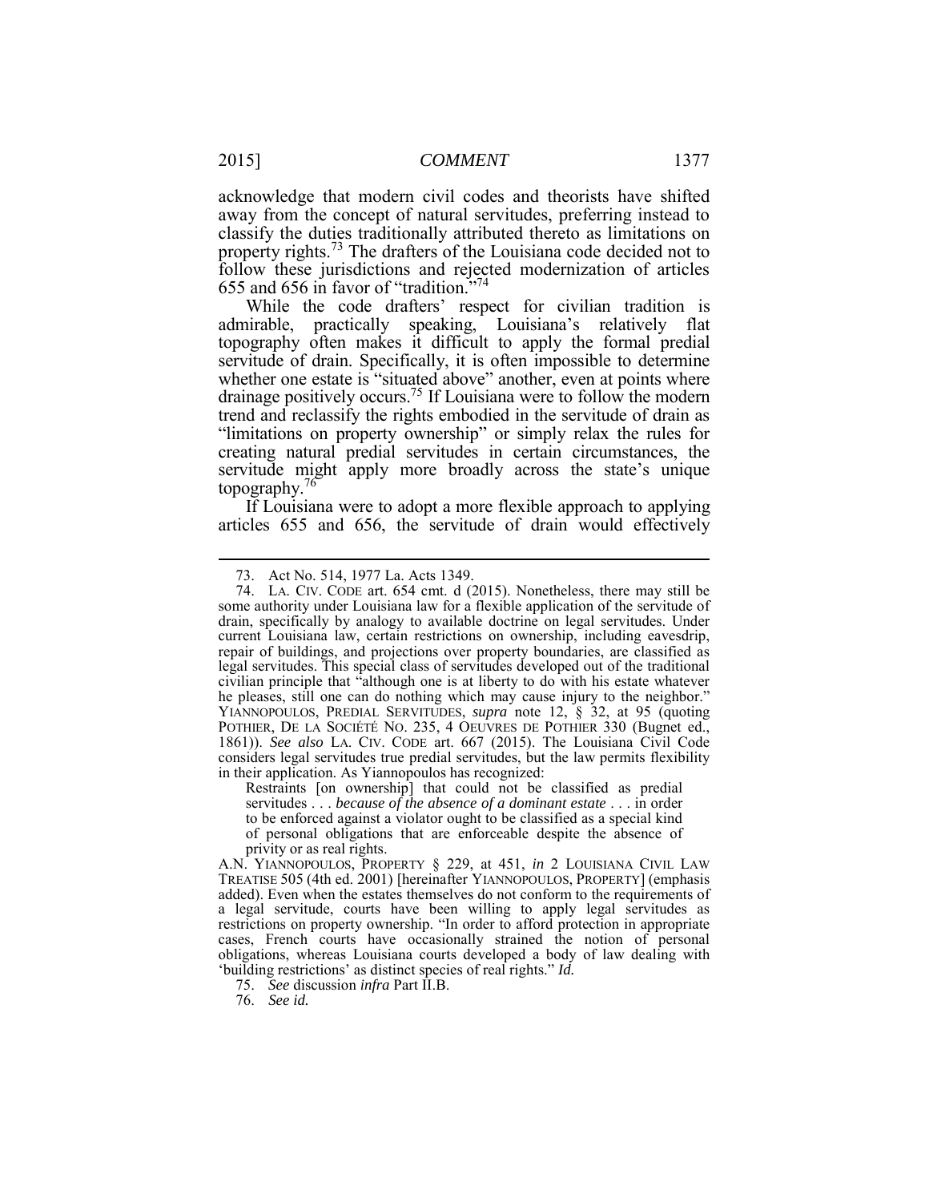acknowledge that modern civil codes and theorists have shifted away from the concept of natural servitudes, preferring instead to classify the duties traditionally attributed thereto as limitations on property rights.[73] The drafters of the Louisiana code decided not to follow these jurisdictions and rejected modernization of articles 655 and 656 in favor of "tradition."[74]

While the code drafters' respect for civilian tradition is admirable, practically speaking, Louisiana's relatively flat topography often makes it difficult to apply the formal predial servitude of drain. Specifically, it is often impossible to determine whether one estate is "situated above" another, even at points where drainage positively occurs.[75] If Louisiana were to follow the modern trend and reclassify the rights embodied in the servitude of drain as "limitations on property ownership" or simply relax the rules for creating natural predial servitudes in certain circumstances, the servitude might apply more broadly across the state's unique topography.[76]

If Louisiana were to adopt a more flexible approach to applying articles 655 and 656, the servitude of drain would effectively

---

73. Act No. 514, 1977 La. Acts 1349.

74. LA. CIV. CODE art. 654 cmt. d (2015). Nonetheless, there may still be some authority under Louisiana law for a flexible application of the servitude of drain, specifically by analogy to available doctrine on legal servitudes. Under current Louisiana law, certain restrictions on ownership, including eavesdrip, repair of buildings, and projections over property boundaries, are classified as legal servitudes. This special class of servitudes developed out of the traditional civilian principle that "although one is at liberty to do with his estate whatever he pleases, still one can do nothing which may cause injury to the neighbor." YIANNOPOULOS, PREDIAL SERVITUDES, *supra* note 12, § 32, at 95 (quoting POTHIER, DE LA SOCIÉTÉ NO. 235, 4 OEUVRES DE POTHIER 330 (Bugnet ed., 1861)). *See also* LA. CIV. CODE art. 667 (2015). The Louisiana Civil Code considers legal servitudes true predial servitudes, but the law permits flexibility in their application. As Yiannopoulos has recognized:

> Restraints [on ownership] that could not be classified as predial servitudes . . . *because of the absence of a dominant estate* . . . in order to be enforced against a violator ought to be classified as a special kind of personal obligations that are enforceable despite the absence of privity or as real rights.

A.N. YIANNOPOULOS, PROPERTY § 229, at 451, *in* 2 LOUISIANA CIVIL LAW TREATISE 505 (4th ed. 2001) [hereinafter YIANNOPOULOS, PROPERTY] (emphasis added). Even when the estates themselves do not conform to the requirements of a legal servitude, courts have been willing to apply legal servitudes as restrictions on property ownership. "In order to afford protection in appropriate cases, French courts have occasionally strained the notion of personal obligations, whereas Louisiana courts developed a body of law dealing with 'building restrictions' as distinct species of real rights." *Id.*

75. *See* discussion *infra* Part II.B.

76. *See id.*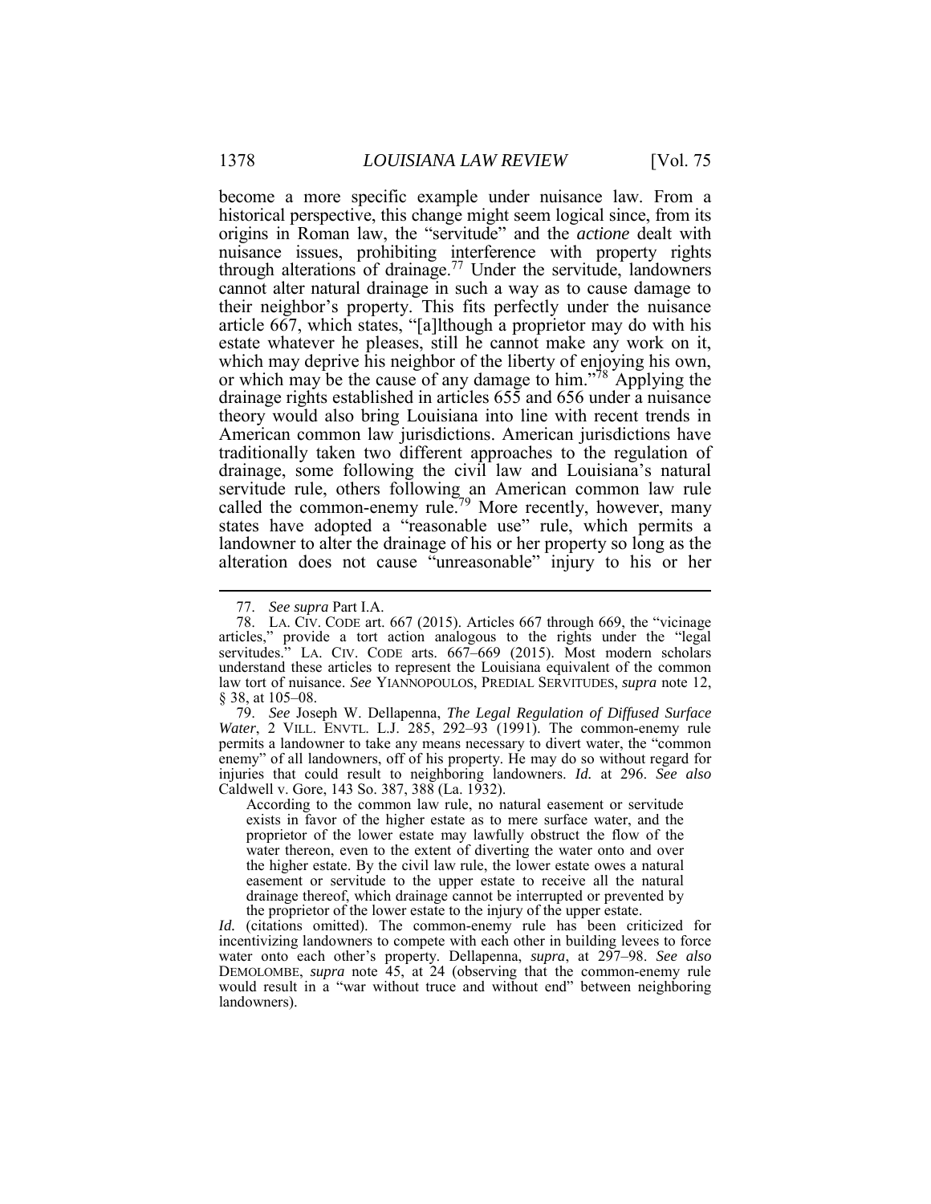become a more specific example under nuisance law. From a historical perspective, this change might seem logical since, from its origins in Roman law, the "servitude" and the *actione* dealt with nuisance issues, prohibiting interference with property rights through alterations of drainage.[77] Under the servitude, landowners cannot alter natural drainage in such a way as to cause damage to their neighbor's property. This fits perfectly under the nuisance article 667, which states, "[a]lthough a proprietor may do with his estate whatever he pleases, still he cannot make any work on it, which may deprive his neighbor of the liberty of enjoying his own, or which may be the cause of any damage to him."[78] Applying the drainage rights established in articles 655 and 656 under a nuisance theory would also bring Louisiana into line with recent trends in American common law jurisdictions. American jurisdictions have traditionally taken two different approaches to the regulation of drainage, some following the civil law and Louisiana's natural servitude rule, others following an American common law rule called the common-enemy rule.[79] More recently, however, many states have adopted a "reasonable use" rule, which permits a landowner to alter the drainage of his or her property so long as the alteration does not cause "unreasonable" injury to his or her

---

77. *See supra* Part I.A.

78. LA. CIV. CODE art. 667 (2015). Articles 667 through 669, the "vicinage articles," provide a tort action analogous to the rights under the "legal servitudes." LA. CIV. CODE arts. 667–669 (2015). Most modern scholars understand these articles to represent the Louisiana equivalent of the common law tort of nuisance. *See* YIANNOPOULOS, PREDIAL SERVITUDES, *supra* note 12, § 38, at 105–08.

79. *See* Joseph W. Dellapenna, *The Legal Regulation of Diffused Surface Water*, 2 VILL. ENVTL. L.J. 285, 292–93 (1991). The common-enemy rule permits a landowner to take any means necessary to divert water, the "common enemy" of all landowners, off of his property. He may do so without regard for injuries that could result to neighboring landowners. *Id.* at 296. *See also* Caldwell v. Gore, 143 So. 387, 388 (La. 1932).

> According to the common law rule, no natural easement or servitude exists in favor of the higher estate as to mere surface water, and the proprietor of the lower estate may lawfully obstruct the flow of the water thereon, even to the extent of diverting the water onto and over the higher estate. By the civil law rule, the lower estate owes a natural easement or servitude to the upper estate to receive all the natural drainage thereof, which drainage cannot be interrupted or prevented by the proprietor of the lower estate to the injury of the upper estate.

*Id.* (citations omitted). The common-enemy rule has been criticized for incentivizing landowners to compete with each other in building levees to force water onto each other's property. Dellapenna, *supra*, at 297–98. *See also* DEMOLOMBE, *supra* note 45, at 24 (observing that the common-enemy rule would result in a "war without truce and without end" between neighboring landowners).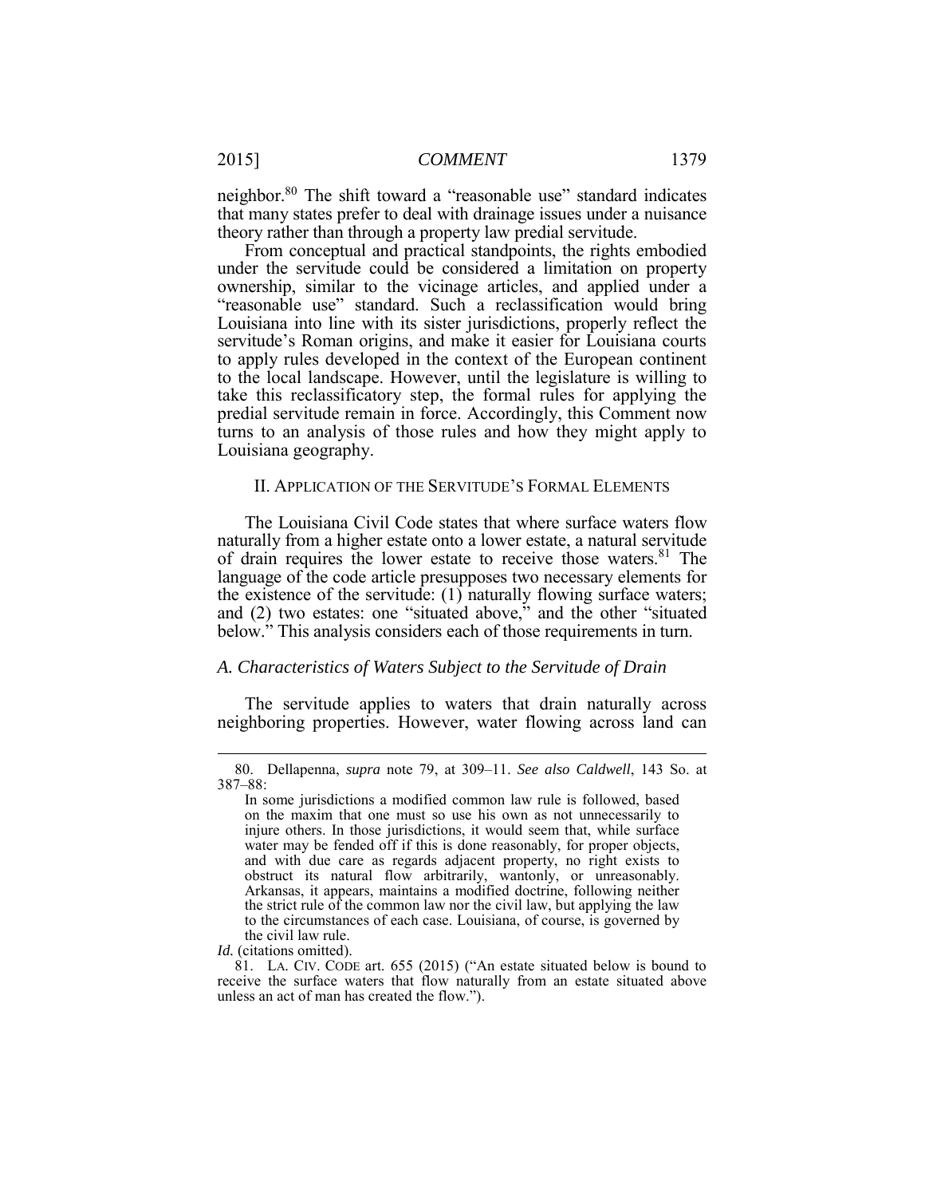neighbor.[80] The shift toward a "reasonable use" standard indicates that many states prefer to deal with drainage issues under a nuisance theory rather than through a property law predial servitude.

From conceptual and practical standpoints, the rights embodied under the servitude could be considered a limitation on property ownership, similar to the vicinage articles, and applied under a "reasonable use" standard. Such a reclassification would bring Louisiana into line with its sister jurisdictions, properly reflect the servitude's Roman origins, and make it easier for Louisiana courts to apply rules developed in the context of the European continent to the local landscape. However, until the legislature is willing to take this reclassificatory step, the formal rules for applying the predial servitude remain in force. Accordingly, this Comment now turns to an analysis of those rules and how they might apply to Louisiana geography.

## II. Application of the Servitude's Formal Elements

The Louisiana Civil Code states that where surface waters flow naturally from a higher estate onto a lower estate, a natural servitude of drain requires the lower estate to receive those waters.[81] The language of the code article presupposes two necessary elements for the existence of the servitude: (1) naturally flowing surface waters; and (2) two estates: one "situated above," and the other "situated below." This analysis considers each of those requirements in turn.

### *A. Characteristics of Waters Subject to the Servitude of Drain*

The servitude applies to waters that drain naturally across neighboring properties. However, water flowing across land can

---

80. Dellapenna, *supra* note 79, at 309–11. *See also Caldwell*, 143 So. at 387–88:

> In some jurisdictions a modified common law rule is followed, based on the maxim that one must so use his own as not unnecessarily to injure others. In those jurisdictions, it would seem that, while surface water may be fended off if this is done reasonably, for proper objects, and with due care as regards adjacent property, no right exists to obstruct its natural flow arbitrarily, wantonly, or unreasonably. Arkansas, it appears, maintains a modified doctrine, following neither the strict rule of the common law nor the civil law, but applying the law to the circumstances of each case. Louisiana, of course, is governed by the civil law rule.

*Id.* (citations omitted).

81. LA. CIV. CODE art. 655 (2015) ("An estate situated below is bound to receive the surface waters that flow naturally from an estate situated above unless an act of man has created the flow.").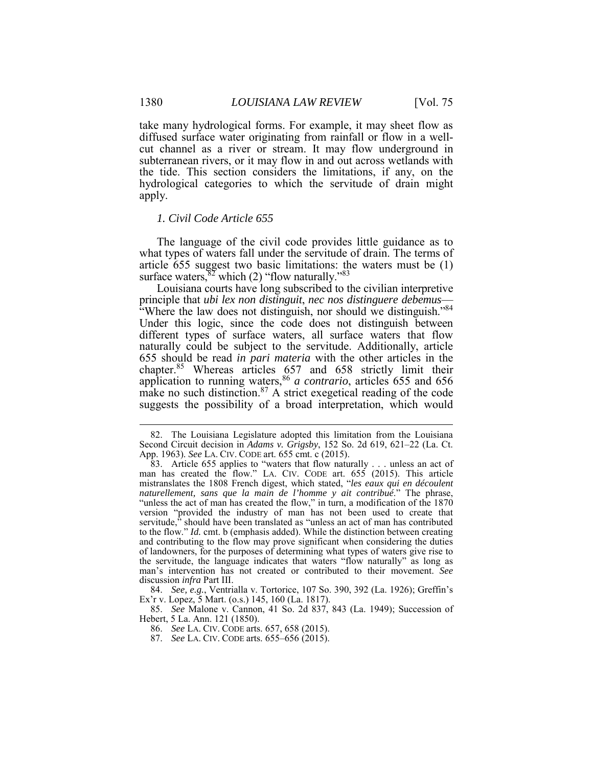take many hydrological forms. For example, it may sheet flow as diffused surface water originating from rainfall or flow in a well-cut channel as a river or stream. It may flow underground in subterranean rivers, or it may flow in and out across wetlands with the tide. This section considers the limitations, if any, on the hydrological categories to which the servitude of drain might apply.

### *1. Civil Code Article 655*

The language of the civil code provides little guidance as to what types of waters fall under the servitude of drain. The terms of article 655 suggest two basic limitations: the waters must be (1) surface waters,[82] which (2) "flow naturally."[83]

Louisiana courts have long subscribed to the civilian interpretive principle that *ubi lex non distinguit*, *nec nos distinguere debemus*—"Where the law does not distinguish, nor should we distinguish."[84] Under this logic, since the code does not distinguish between different types of surface waters, all surface waters that flow naturally could be subject to the servitude. Additionally, article 655 should be read *in pari materia* with the other articles in the chapter.[85] Whereas articles 657 and 658 strictly limit their application to running waters,[86] *a contrario*, articles 655 and 656 make no such distinction.[87] A strict exegetical reading of the code suggests the possibility of a broad interpretation, which would

---

82. The Louisiana Legislature adopted this limitation from the Louisiana Second Circuit decision in *Adams v. Grigsby*, 152 So. 2d 619, 621–22 (La. Ct. App. 1963). *See* LA. CIV. CODE art. 655 cmt. c (2015).

83. Article 655 applies to "waters that flow naturally . . . unless an act of man has created the flow." LA. CIV. CODE art. 655 (2015). This article mistranslates the 1808 French digest, which stated, "*les eaux qui en découlent naturellement, sans que la main de l'homme y ait contribué*." The phrase, "unless the act of man has created the flow," in turn, a modification of the 1870 version "provided the industry of man has not been used to create that servitude," should have been translated as "unless an act of man has contributed to the flow." *Id.* cmt. b (emphasis added). While the distinction between creating and contributing to the flow may prove significant when considering the duties of landowners, for the purposes of determining what types of waters give rise to the servitude, the language indicates that waters "flow naturally" as long as man's intervention has not created or contributed to their movement. *See* discussion *infra* Part III.

84. *See, e.g.*, Ventrialla v. Tortorice, 107 So. 390, 392 (La. 1926); Greffin's Ex'r v. Lopez, 5 Mart. (o.s.) 145, 160 (La. 1817).

85. *See* Malone v. Cannon, 41 So. 2d 837, 843 (La. 1949); Succession of Hebert, 5 La. Ann. 121 (1850).

86. *See* LA. CIV. CODE arts. 657, 658 (2015).

87. *See* LA. CIV. CODE arts. 655–656 (2015).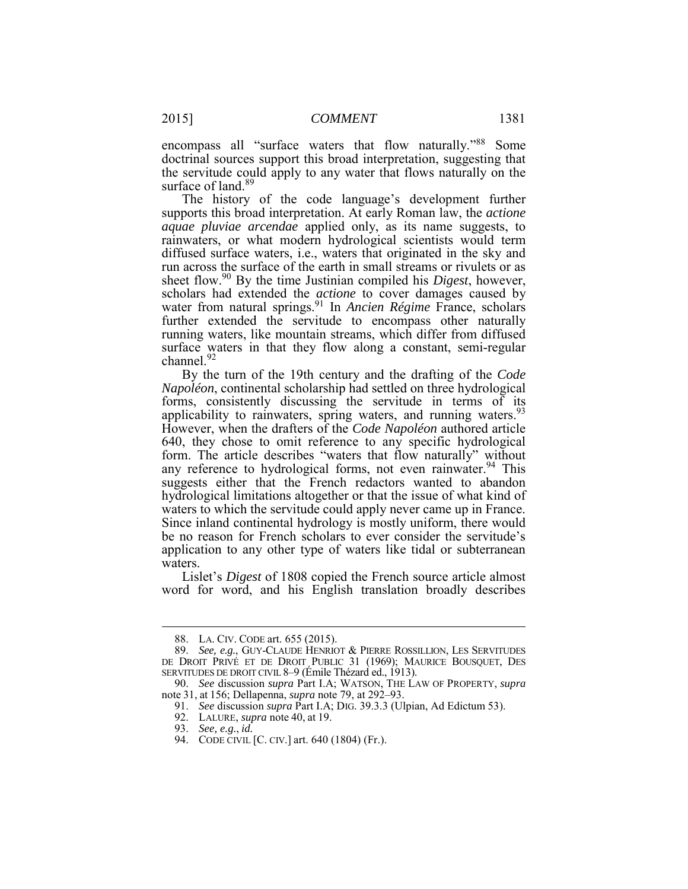encompass all "surface waters that flow naturally."[88] Some doctrinal sources support this broad interpretation, suggesting that the servitude could apply to any water that flows naturally on the surface of land.[89]

The history of the code language's development further supports this broad interpretation. At early Roman law, the *actione aquae pluviae arcendae* applied only, as its name suggests, to rainwaters, or what modern hydrological scientists would term diffused surface waters, i.e., waters that originated in the sky and run across the surface of the earth in small streams or rivulets or as sheet flow.[90] By the time Justinian compiled his *Digest*, however, scholars had extended the *actione* to cover damages caused by water from natural springs.[91] In *Ancien Régime* France, scholars further extended the servitude to encompass other naturally running waters, like mountain streams, which differ from diffused surface waters in that they flow along a constant, semi-regular channel.[92]

By the turn of the 19th century and the drafting of the *Code Napoléon*, continental scholarship had settled on three hydrological forms, consistently discussing the servitude in terms of its applicability to rainwaters, spring waters, and running waters.[93] However, when the drafters of the *Code Napoléon* authored article 640, they chose to omit reference to any specific hydrological form. The article describes "waters that flow naturally" without any reference to hydrological forms, not even rainwater.[94] This suggests either that the French redactors wanted to abandon hydrological limitations altogether or that the issue of what kind of waters to which the servitude could apply never came up in France. Since inland continental hydrology is mostly uniform, there would be no reason for French scholars to ever consider the servitude's application to any other type of waters like tidal or subterranean waters.

Lislet's *Digest* of 1808 copied the French source article almost word for word, and his English translation broadly describes

---

88. LA. CIV. CODE art. 655 (2015).

89. *See, e.g.*, GUY-CLAUDE HENRIOT & PIERRE ROSSILLION, LES SERVITUDES DE DROIT PRIVÉ ET DE DROIT PUBLIC 31 (1969); MAURICE BOUSQUET, DES SERVITUDES DE DROIT CIVIL 8–9 (Émile Thézard ed., 1913).

90. *See* discussion *supra* Part I.A; WATSON, THE LAW OF PROPERTY, *supra* note 31, at 156; Dellapenna, *supra* note 79, at 292–93.

91. *See* discussion *supra* Part I.A; DIG. 39.3.3 (Ulpian, Ad Edictum 53).

92. LALURE, *supra* note 40, at 19.

93. *See, e.g.*, *id.*

94. CODE CIVIL [C. CIV.] art. 640 (1804) (Fr.).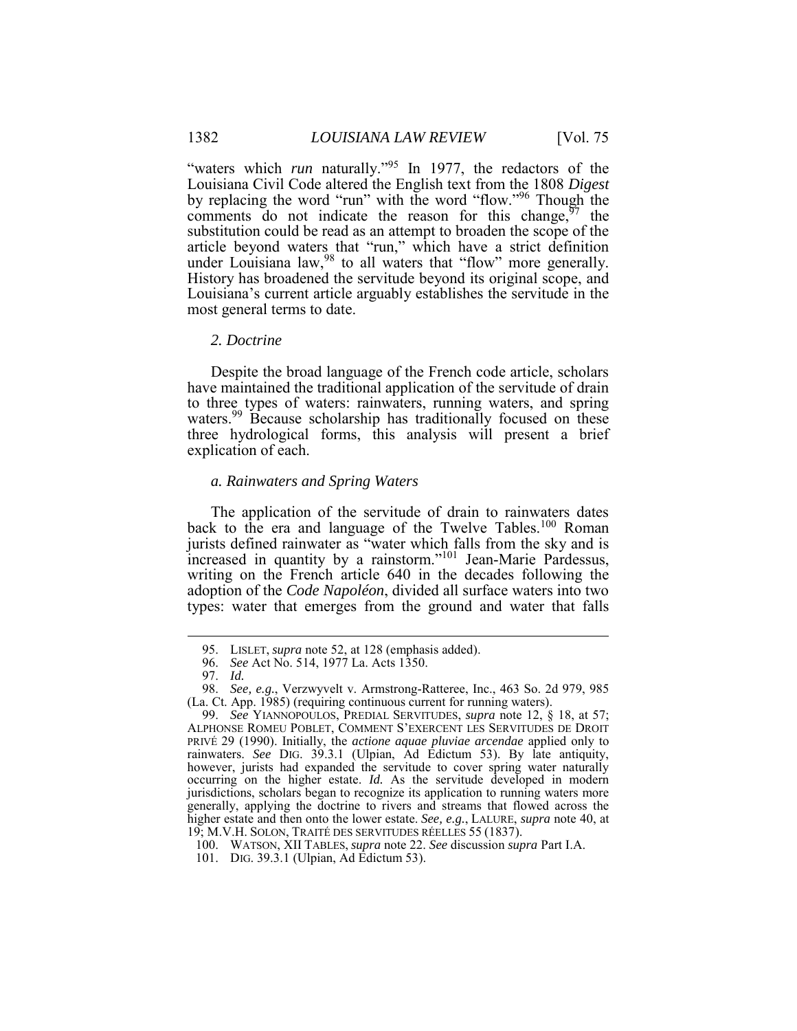"waters which *run* naturally."[95] In 1977, the redactors of the Louisiana Civil Code altered the English text from the 1808 *Digest* by replacing the word "run" with the word "flow."[96] Though the comments do not indicate the reason for this change,[97] the substitution could be read as an attempt to broaden the scope of the article beyond waters that "run," which have a strict definition under Louisiana law,[98] to all waters that "flow" more generally. History has broadened the servitude beyond its original scope, and Louisiana's current article arguably establishes the servitude in the most general terms to date.

### *2. Doctrine*

Despite the broad language of the French code article, scholars have maintained the traditional application of the servitude of drain to three types of waters: rainwaters, running waters, and spring waters.[99] Because scholarship has traditionally focused on these three hydrological forms, this analysis will present a brief explication of each.

#### *a. Rainwaters and Spring Waters*

The application of the servitude of drain to rainwaters dates back to the era and language of the Twelve Tables.[100] Roman jurists defined rainwater as "water which falls from the sky and is increased in quantity by a rainstorm."[101] Jean-Marie Pardessus, writing on the French article 640 in the decades following the adoption of the *Code Napoléon*, divided all surface waters into two types: water that emerges from the ground and water that falls

---

95. LISLET, *supra* note 52, at 128 (emphasis added).

96. *See* Act No. 514, 1977 La. Acts 1350.

97. *Id.*

98. *See, e.g.*, Verzwyvelt v. Armstrong-Ratteree, Inc., 463 So. 2d 979, 985 (La. Ct. App. 1985) (requiring continuous current for running waters).

99. *See* YIANNOPOULOS, PREDIAL SERVITUDES, *supra* note 12, § 18, at 57; ALPHONSE ROMEU POBLET, COMMENT S'EXERCENT LES SERVITUDES DE DROIT PRIVÉ 29 (1990). Initially, the *actione aquae pluviae arcendae* applied only to rainwaters. *See* DIG. 39.3.1 (Ulpian, Ad Edictum 53). By late antiquity, however, jurists had expanded the servitude to cover spring water naturally occurring on the higher estate. *Id.* As the servitude developed in modern jurisdictions, scholars began to recognize its application to running waters more generally, applying the doctrine to rivers and streams that flowed across the higher estate and then onto the lower estate. *See, e.g.*, LALURE, *supra* note 40, at 19; M.V.H. SOLON, TRAITÉ DES SERVITUDES RÉELLES 55 (1837).

100. WATSON, XII TABLES, *supra* note 22. *See* discussion *supra* Part I.A.

101. DIG. 39.3.1 (Ulpian, Ad Edictum 53).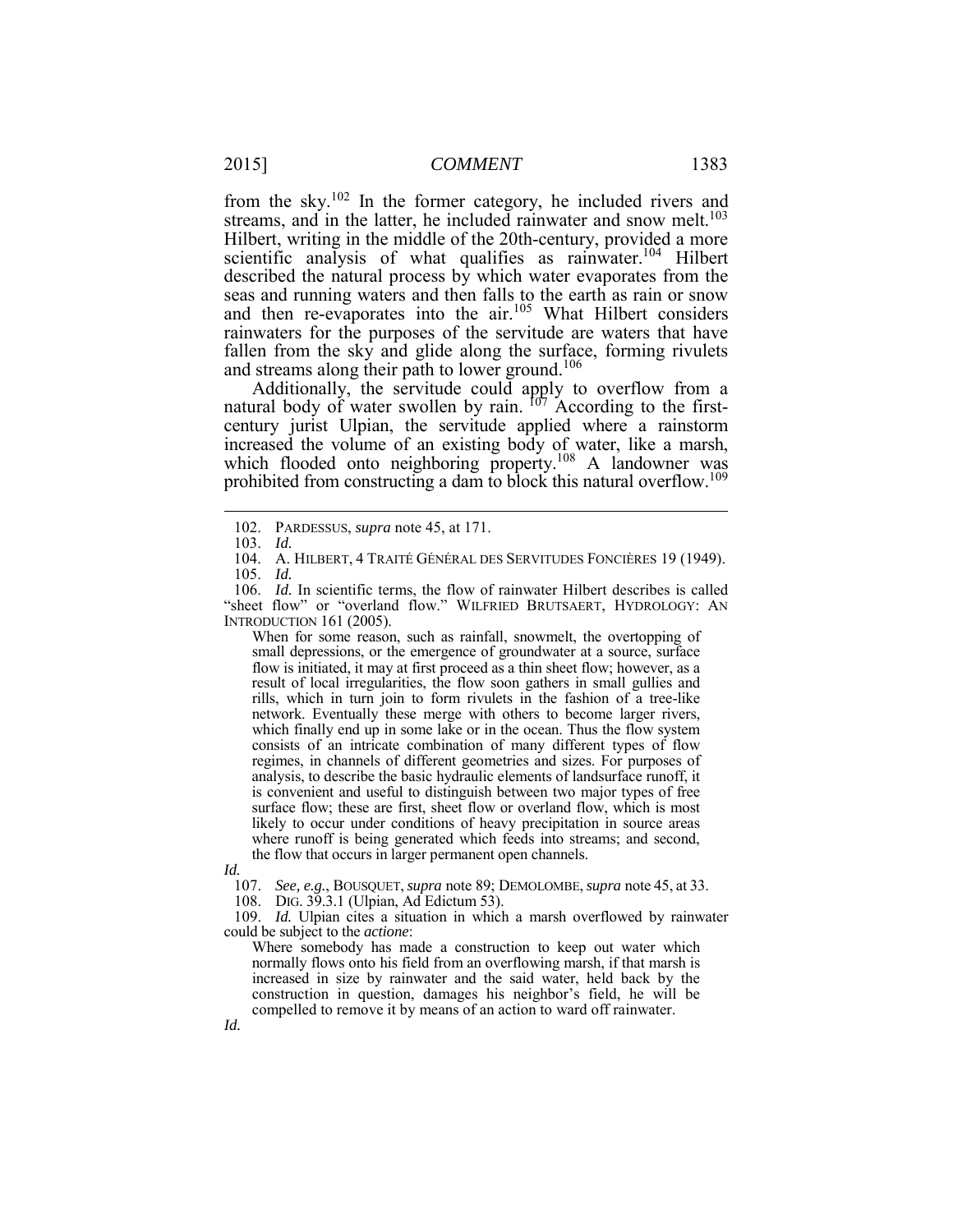from the sky.[102] In the former category, he included rivers and streams, and in the latter, he included rainwater and snow melt.[103] Hilbert, writing in the middle of the 20th-century, provided a more scientific analysis of what qualifies as rainwater.[104] Hilbert described the natural process by which water evaporates from the seas and running waters and then falls to the earth as rain or snow and then re-evaporates into the air.[105] What Hilbert considers rainwaters for the purposes of the servitude are waters that have fallen from the sky and glide along the surface, forming rivulets and streams along their path to lower ground.[106]

Additionally, the servitude could apply to overflow from a natural body of water swollen by rain. [107] According to the first-century jurist Ulpian, the servitude applied where a rainstorm increased the volume of an existing body of water, like a marsh, which flooded onto neighboring property.[108] A landowner was prohibited from constructing a dam to block this natural overflow.[109]

---

102. PARDESSUS, *supra* note 45, at 171.

103. *Id.*

104. A. HILBERT, 4 TRAITÉ GÉNÉRAL DES SERVITUDES FONCIÈRES 19 (1949).

105. *Id.*

106. *Id.* In scientific terms, the flow of rainwater Hilbert describes is called "sheet flow" or "overland flow." WILFRIED BRUTSAERT, HYDROLOGY: AN INTRODUCTION 161 (2005).

> When for some reason, such as rainfall, snowmelt, the overtopping of small depressions, or the emergence of groundwater at a source, surface flow is initiated, it may at first proceed as a thin sheet flow; however, as a result of local irregularities, the flow soon gathers in small gullies and rills, which in turn join to form rivulets in the fashion of a tree-like network. Eventually these merge with others to become larger rivers, which finally end up in some lake or in the ocean. Thus the flow system consists of an intricate combination of many different types of flow regimes, in channels of different geometries and sizes. For purposes of analysis, to describe the basic hydraulic elements of landsurface runoff, it is convenient and useful to distinguish between two major types of free surface flow; these are first, sheet flow or overland flow, which is most likely to occur under conditions of heavy precipitation in source areas where runoff is being generated which feeds into streams; and second, the flow that occurs in larger permanent open channels.

*Id.*

107. *See, e.g.*, BOUSQUET, *supra* note 89; DEMOLOMBE, *supra* note 45, at 33.

108. DIG. 39.3.1 (Ulpian, Ad Edictum 53).

109. *Id.* Ulpian cites a situation in which a marsh overflowed by rainwater could be subject to the *actione*:

> Where somebody has made a construction to keep out water which normally flows onto his field from an overflowing marsh, if that marsh is increased in size by rainwater and the said water, held back by the construction in question, damages his neighbor's field, he will be compelled to remove it by means of an action to ward off rainwater.

*Id.*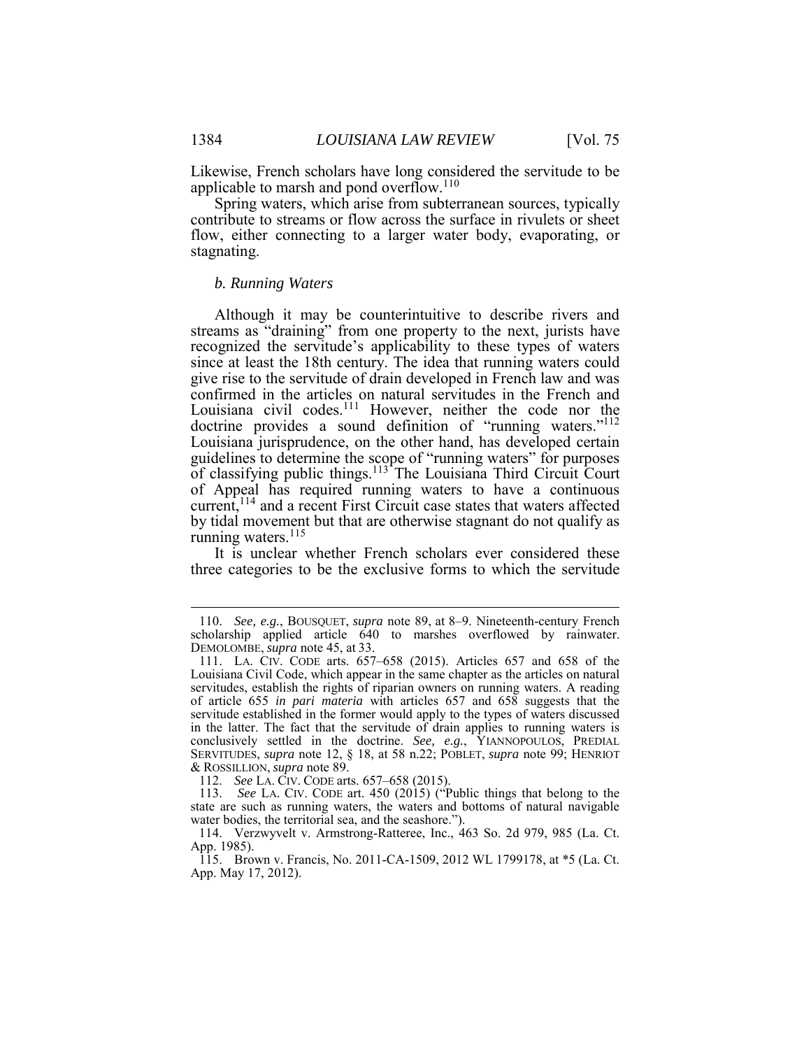Likewise, French scholars have long considered the servitude to be applicable to marsh and pond overflow.[110]

Spring waters, which arise from subterranean sources, typically contribute to streams or flow across the surface in rivulets or sheet flow, either connecting to a larger water body, evaporating, or stagnating.

### *b. Running Waters*

Although it may be counterintuitive to describe rivers and streams as "draining" from one property to the next, jurists have recognized the servitude's applicability to these types of waters since at least the 18th century. The idea that running waters could give rise to the servitude of drain developed in French law and was confirmed in the articles on natural servitudes in the French and Louisiana civil codes.[111] However, neither the code nor the doctrine provides a sound definition of "running waters."[112] Louisiana jurisprudence, on the other hand, has developed certain guidelines to determine the scope of "running waters" for purposes of classifying public things.[113] The Louisiana Third Circuit Court of Appeal has required running waters to have a continuous current,[114] and a recent First Circuit case states that waters affected by tidal movement but that are otherwise stagnant do not qualify as running waters.[115]

It is unclear whether French scholars ever considered these three categories to be the exclusive forms to which the servitude

---

110. *See, e.g.*, BOUSQUET, *supra* note 89, at 8–9. Nineteenth-century French scholarship applied article 640 to marshes overflowed by rainwater. DEMOLOMBE, *supra* note 45, at 33.

111. LA. CIV. CODE arts. 657–658 (2015). Articles 657 and 658 of the Louisiana Civil Code, which appear in the same chapter as the articles on natural servitudes, establish the rights of riparian owners on running waters. A reading of article 655 *in pari materia* with articles 657 and 658 suggests that the servitude established in the former would apply to the types of waters discussed in the latter. The fact that the servitude of drain applies to running waters is conclusively settled in the doctrine. *See, e.g.*, YIANNOPOULOS, PREDIAL SERVITUDES, *supra* note 12, § 18, at 58 n.22; POBLET, *supra* note 99; HENRIOT & ROSSILLION, *supra* note 89.

112. *See* LA. CIV. CODE arts. 657–658 (2015).

113. *See* LA. CIV. CODE art. 450 (2015) ("Public things that belong to the state are such as running waters, the waters and bottoms of natural navigable water bodies, the territorial sea, and the seashore.").

114. Verzwyvelt v. Armstrong-Ratteree, Inc., 463 So. 2d 979, 985 (La. Ct. App. 1985).

115. Brown v. Francis, No. 2011-CA-1509, 2012 WL 1799178, at *5 (La. Ct. App. May 17, 2012).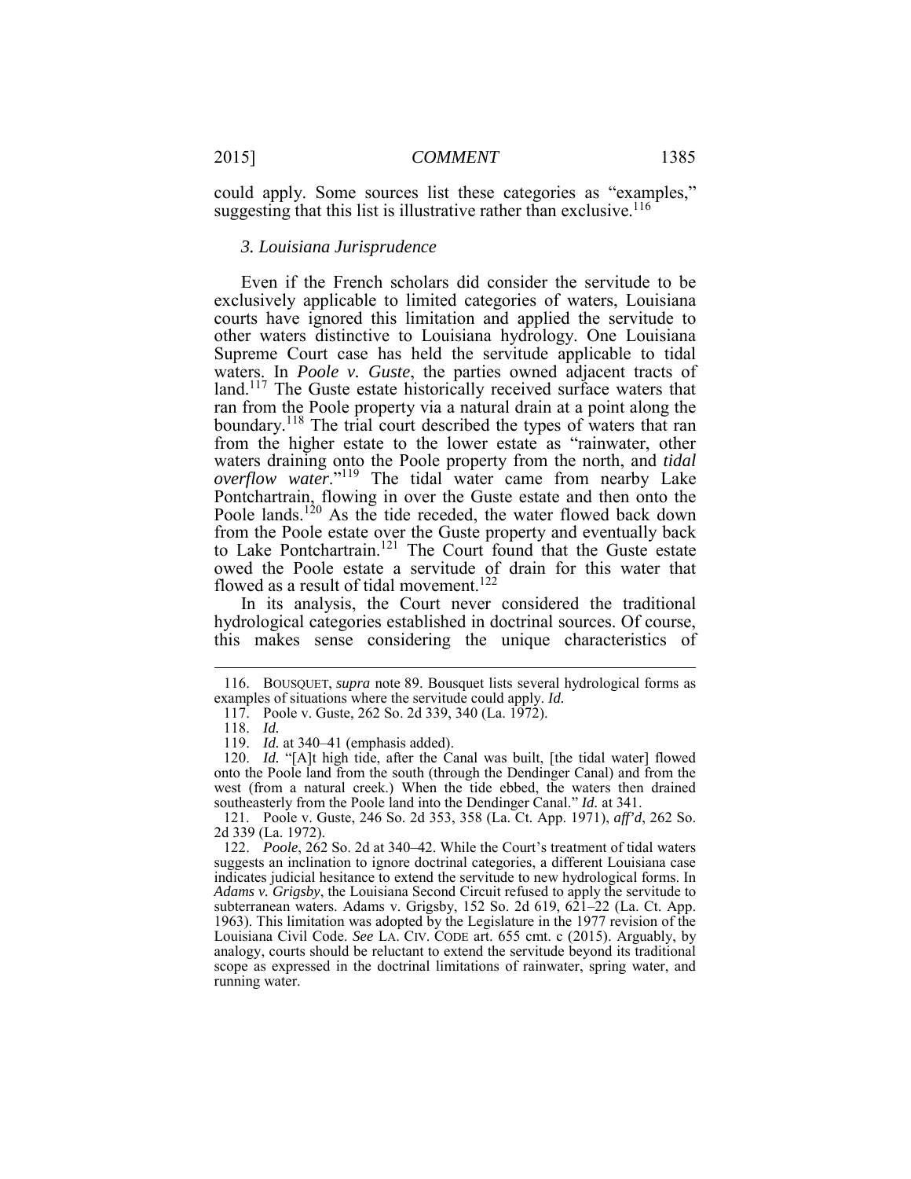could apply. Some sources list these categories as "examples," suggesting that this list is illustrative rather than exclusive.[116]

### *3. Louisiana Jurisprudence*

Even if the French scholars did consider the servitude to be exclusively applicable to limited categories of waters, Louisiana courts have ignored this limitation and applied the servitude to other waters distinctive to Louisiana hydrology. One Louisiana Supreme Court case has held the servitude applicable to tidal waters. In *Poole v. Guste*, the parties owned adjacent tracts of land.[117] The Guste estate historically received surface waters that ran from the Poole property via a natural drain at a point along the boundary.[118] The trial court described the types of waters that ran from the higher estate to the lower estate as "rainwater, other waters draining onto the Poole property from the north, and *tidal overflow water*."[119] The tidal water came from nearby Lake Pontchartrain, flowing in over the Guste estate and then onto the Poole lands.[120] As the tide receded, the water flowed back down from the Poole estate over the Guste property and eventually back to Lake Pontchartrain.[121] The Court found that the Guste estate owed the Poole estate a servitude of drain for this water that flowed as a result of tidal movement.[122]

In its analysis, the Court never considered the traditional hydrological categories established in doctrinal sources. Of course, this makes sense considering the unique characteristics of

---

116. BOUSQUET, *supra* note 89. Bousquet lists several hydrological forms as examples of situations where the servitude could apply. *Id.*

117. Poole v. Guste, 262 So. 2d 339, 340 (La. 1972).

118. *Id.*

119. *Id.* at 340–41 (emphasis added).

120. *Id.* "[A]t high tide, after the Canal was built, [the tidal water] flowed onto the Poole land from the south (through the Dendinger Canal) and from the west (from a natural creek.) When the tide ebbed, the waters then drained southeasterly from the Poole land into the Dendinger Canal." *Id.* at 341.

121. Poole v. Guste, 246 So. 2d 353, 358 (La. Ct. App. 1971), *aff'd*, 262 So. 2d 339 (La. 1972).

122. *Poole*, 262 So. 2d at 340–42. While the Court's treatment of tidal waters suggests an inclination to ignore doctrinal categories, a different Louisiana case indicates judicial hesitance to extend the servitude to new hydrological forms. In *Adams v. Grigsby*, the Louisiana Second Circuit refused to apply the servitude to subterranean waters. Adams v. Grigsby, 152 So. 2d 619, 621–22 (La. Ct. App. 1963). This limitation was adopted by the Legislature in the 1977 revision of the Louisiana Civil Code. *See* LA. CIV. CODE art. 655 cmt. c (2015). Arguably, by analogy, courts should be reluctant to extend the servitude beyond its traditional scope as expressed in the doctrinal limitations of rainwater, spring water, and running water.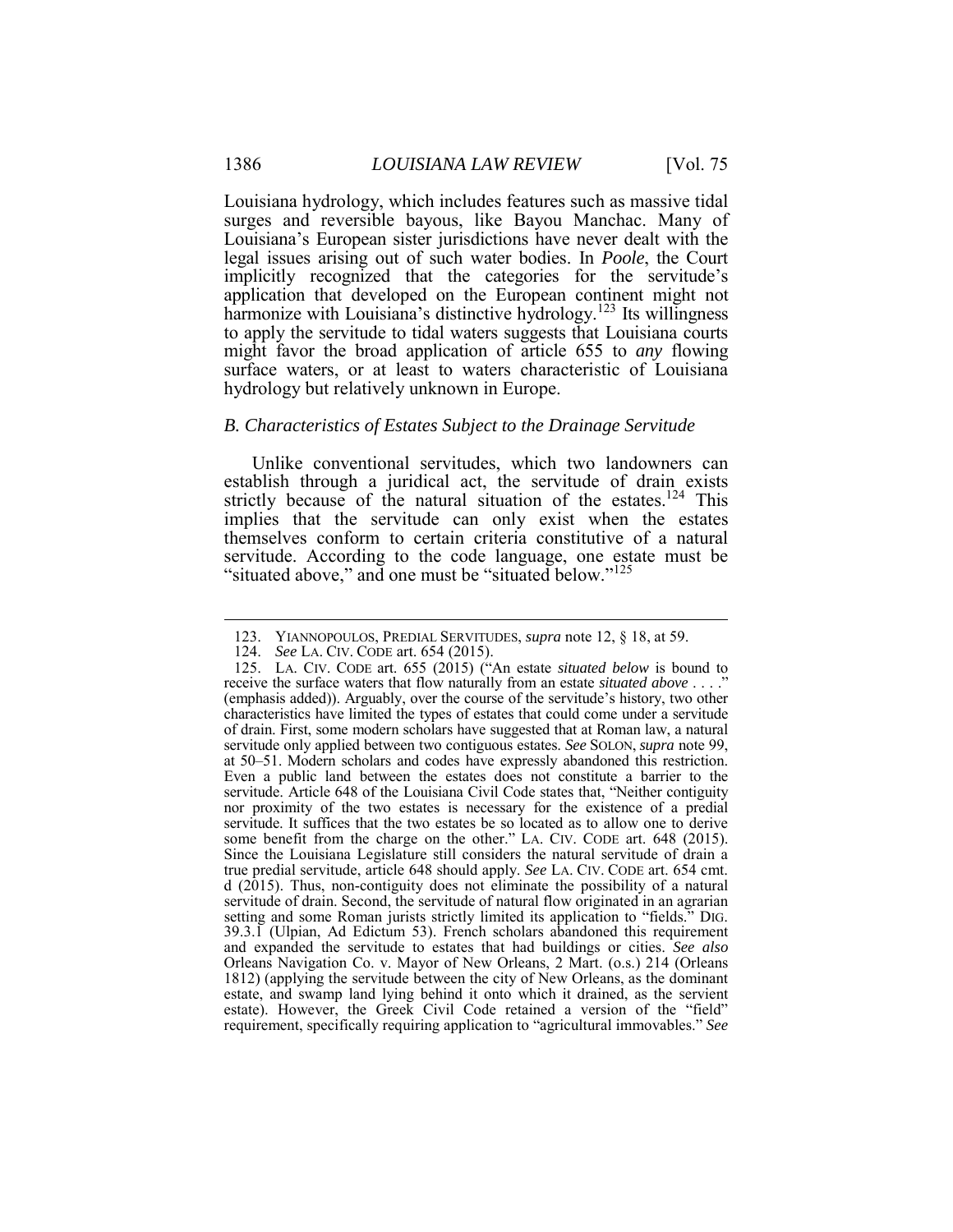Louisiana hydrology, which includes features such as massive tidal surges and reversible bayous, like Bayou Manchac. Many of Louisiana's European sister jurisdictions have never dealt with the legal issues arising out of such water bodies. In *Poole*, the Court implicitly recognized that the categories for the servitude's application that developed on the European continent might not harmonize with Louisiana's distinctive hydrology.[123] Its willingness to apply the servitude to tidal waters suggests that Louisiana courts might favor the broad application of article 655 to *any* flowing surface waters, or at least to waters characteristic of Louisiana hydrology but relatively unknown in Europe.

### *B. Characteristics of Estates Subject to the Drainage Servitude*

Unlike conventional servitudes, which two landowners can establish through a juridical act, the servitude of drain exists strictly because of the natural situation of the estates.[124] This implies that the servitude can only exist when the estates themselves conform to certain criteria constitutive of a natural servitude. According to the code language, one estate must be "situated above," and one must be "situated below."[125]

---

123. YIANNOPOULOS, PREDIAL SERVITUDES, *supra* note 12, § 18, at 59.

124. *See* LA. CIV. CODE art. 654 (2015).

125. LA. CIV. CODE art. 655 (2015) ("An estate *situated below* is bound to receive the surface waters that flow naturally from an estate *situated above* . . . ." (emphasis added)). Arguably, over the course of the servitude's history, two other characteristics have limited the types of estates that could come under a servitude of drain. First, some modern scholars have suggested that at Roman law, a natural servitude only applied between two contiguous estates. *See* SOLON, *supra* note 99, at 50–51. Modern scholars and codes have expressly abandoned this restriction. Even a public land between the estates does not constitute a barrier to the servitude. Article 648 of the Louisiana Civil Code states that, "Neither contiguity nor proximity of the two estates is necessary for the existence of a predial servitude. It suffices that the two estates be so located as to allow one to derive some benefit from the charge on the other." LA. CIV. CODE art. 648 (2015). Since the Louisiana Legislature still considers the natural servitude of drain a true predial servitude, article 648 should apply. *See* LA. CIV. CODE art. 654 cmt. d (2015). Thus, non-contiguity does not eliminate the possibility of a natural servitude of drain. Second, the servitude of natural flow originated in an agrarian setting and some Roman jurists strictly limited its application to "fields." DIG. 39.3.1 (Ulpian, Ad Edictum 53). French scholars abandoned this requirement and expanded the servitude to estates that had buildings or cities. *See also* Orleans Navigation Co. v. Mayor of New Orleans, 2 Mart. (o.s.) 214 (Orleans 1812) (applying the servitude between the city of New Orleans, as the dominant estate, and swamp land lying behind it onto which it drained, as the servient estate). However, the Greek Civil Code retained a version of the "field" requirement, specifically requiring application to "agricultural immovables." *See*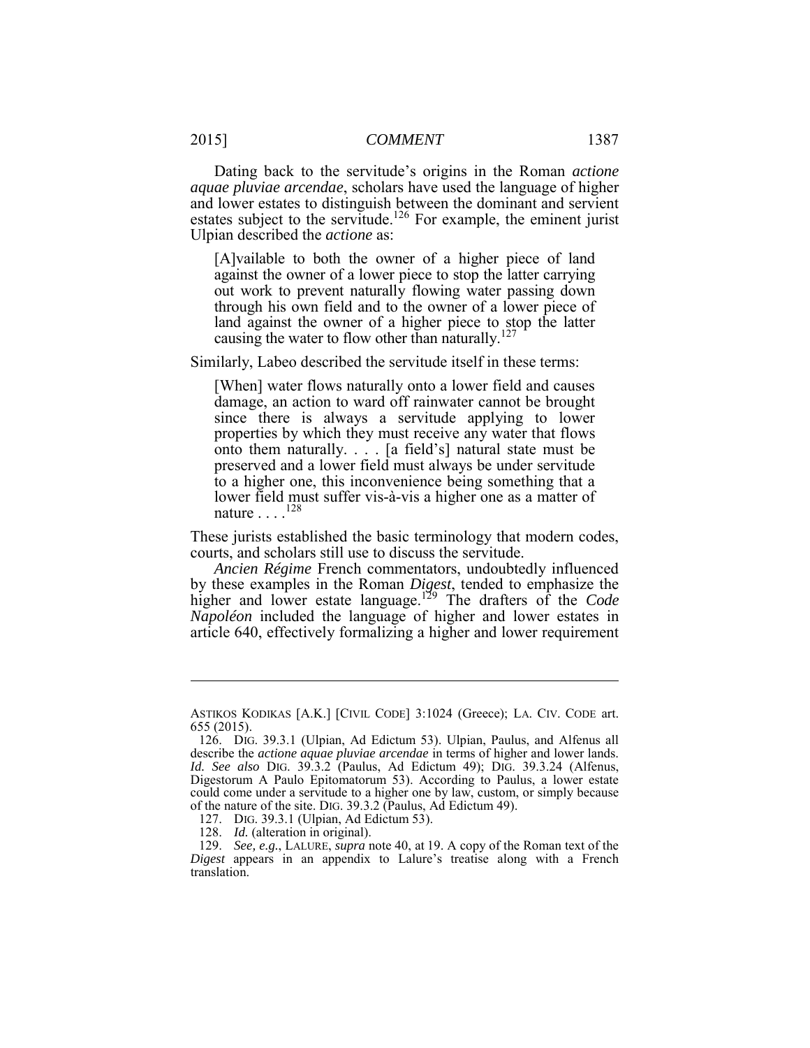Dating back to the servitude's origins in the Roman *actione aquae pluviae arcendae*, scholars have used the language of higher and lower estates to distinguish between the dominant and servient estates subject to the servitude.[126] For example, the eminent jurist Ulpian described the *actione* as:

> [A]vailable to both the owner of a higher piece of land against the owner of a lower piece to stop the latter carrying out work to prevent naturally flowing water passing down through his own field and to the owner of a lower piece of land against the owner of a higher piece to stop the latter causing the water to flow other than naturally.[127]

Similarly, Labeo described the servitude itself in these terms:

> [When] water flows naturally onto a lower field and causes damage, an action to ward off rainwater cannot be brought since there is always a servitude applying to lower properties by which they must receive any water that flows onto them naturally. . . . [a field's] natural state must be preserved and a lower field must always be under servitude to a higher one, this inconvenience being something that a lower field must suffer vis-à-vis a higher one as a matter of nature . . . .[128]

These jurists established the basic terminology that modern codes, courts, and scholars still use to discuss the servitude.

*Ancien Régime* French commentators, undoubtedly influenced by these examples in the Roman *Digest*, tended to emphasize the higher and lower estate language.[129] The drafters of the *Code Napoléon* included the language of higher and lower estates in article 640, effectively formalizing a higher and lower requirement

---

ASTIKOS KODIKAS [A.K.] [CIVIL CODE] 3:1024 (Greece); LA. CIV. CODE art. 655 (2015).

126. DIG. 39.3.1 (Ulpian, Ad Edictum 53). Ulpian, Paulus, and Alfenus all describe the *actione aquae pluviae arcendae* in terms of higher and lower lands. *Id. See also* DIG. 39.3.2 (Paulus, Ad Edictum 49); DIG. 39.3.24 (Alfenus, Digestorum A Paulo Epitomatorum 53). According to Paulus, a lower estate could come under a servitude to a higher one by law, custom, or simply because of the nature of the site. DIG. 39.3.2 (Paulus, Ad Edictum 49).

127. DIG. 39.3.1 (Ulpian, Ad Edictum 53).

128. *Id.* (alteration in original).

129. *See, e.g.*, LALURE, *supra* note 40, at 19. A copy of the Roman text of the *Digest* appears in an appendix to Lalure's treatise along with a French translation.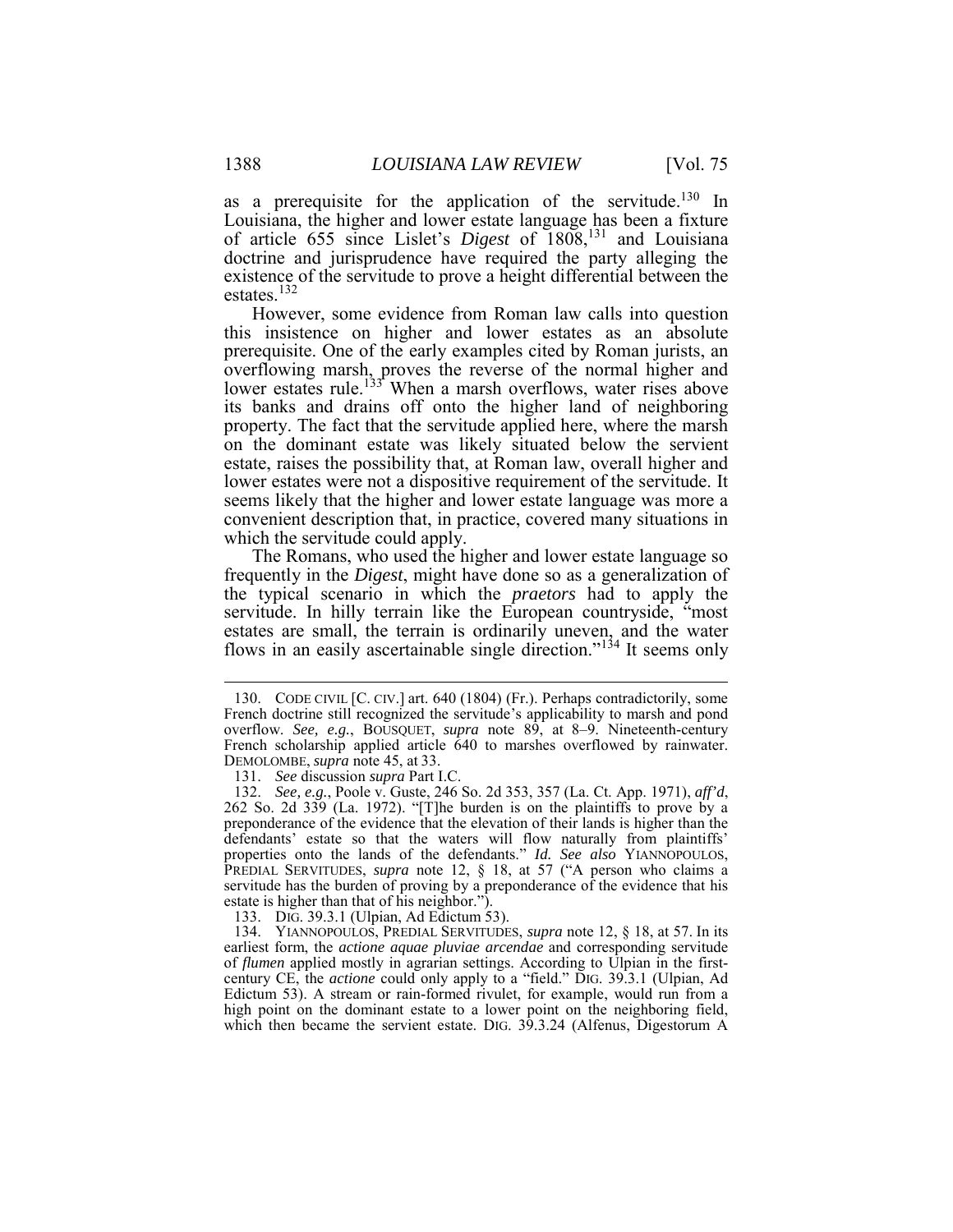as a prerequisite for the application of the servitude.[130] In Louisiana, the higher and lower estate language has been a fixture of article 655 since Lislet's *Digest* of 1808,[131] and Louisiana doctrine and jurisprudence have required the party alleging the existence of the servitude to prove a height differential between the estates.[132]

However, some evidence from Roman law calls into question this insistence on higher and lower estates as an absolute prerequisite. One of the early examples cited by Roman jurists, an overflowing marsh, proves the reverse of the normal higher and lower estates rule.[133] When a marsh overflows, water rises above its banks and drains off onto the higher land of neighboring property. The fact that the servitude applied here, where the marsh on the dominant estate was likely situated below the servient estate, raises the possibility that, at Roman law, overall higher and lower estates were not a dispositive requirement of the servitude. It seems likely that the higher and lower estate language was more a convenient description that, in practice, covered many situations in which the servitude could apply.

The Romans, who used the higher and lower estate language so frequently in the *Digest*, might have done so as a generalization of the typical scenario in which the *praetors* had to apply the servitude. In hilly terrain like the European countryside, "most estates are small, the terrain is ordinarily uneven, and the water flows in an easily ascertainable single direction."[134] It seems only

---

130. CODE CIVIL [C. CIV.] art. 640 (1804) (Fr.). Perhaps contradictorily, some French doctrine still recognized the servitude's applicability to marsh and pond overflow. *See, e.g.*, BOUSQUET, *supra* note 89, at 8–9. Nineteenth-century French scholarship applied article 640 to marshes overflowed by rainwater. DEMOLOMBE, *supra* note 45, at 33.

131. *See* discussion *supra* Part I.C.

132. *See, e.g.*, Poole v. Guste, 246 So. 2d 353, 357 (La. Ct. App. 1971), *aff'd*, 262 So. 2d 339 (La. 1972). "[T]he burden is on the plaintiffs to prove by a preponderance of the evidence that the elevation of their lands is higher than the defendants' estate so that the waters will flow naturally from plaintiffs' properties onto the lands of the defendants." *Id. See also* YIANNOPOULOS, PREDIAL SERVITUDES, *supra* note 12, § 18, at 57 ("A person who claims a servitude has the burden of proving by a preponderance of the evidence that his estate is higher than that of his neighbor.").

133. DIG. 39.3.1 (Ulpian, Ad Edictum 53).

134. YIANNOPOULOS, PREDIAL SERVITUDES, *supra* note 12, § 18, at 57. In its earliest form, the *actione aquae pluviae arcendae* and corresponding servitude of *flumen* applied mostly in agrarian settings. According to Ulpian in the first-century CE, the *actione* could only apply to a "field." DIG. 39.3.1 (Ulpian, Ad Edictum 53). A stream or rain-formed rivulet, for example, would run from a high point on the dominant estate to a lower point on the neighboring field, which then became the servient estate. DIG. 39.3.24 (Alfenus, Digestorum A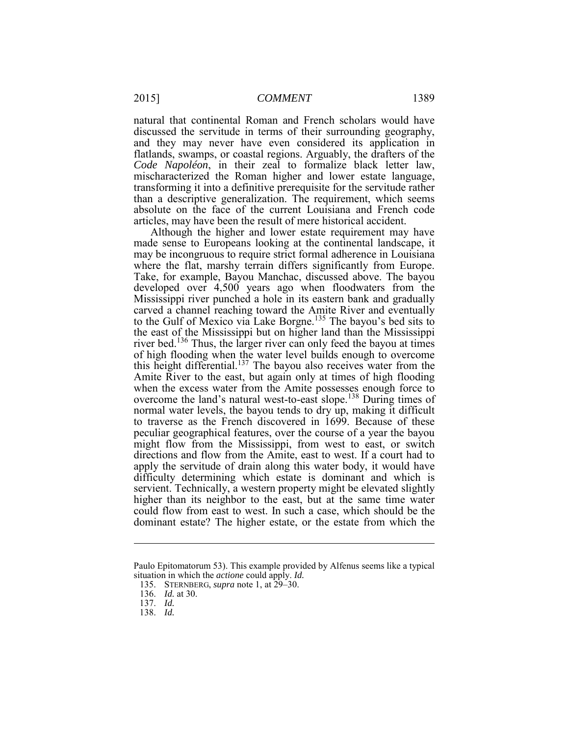natural that continental Roman and French scholars would have discussed the servitude in terms of their surrounding geography, and they may never have even considered its application in flatlands, swamps, or coastal regions. Arguably, the drafters of the *Code Napoléon*, in their zeal to formalize black letter law, mischaracterized the Roman higher and lower estate language, transforming it into a definitive prerequisite for the servitude rather than a descriptive generalization. The requirement, which seems absolute on the face of the current Louisiana and French code articles, may have been the result of mere historical accident.

Although the higher and lower estate requirement may have made sense to Europeans looking at the continental landscape, it may be incongruous to require strict formal adherence in Louisiana where the flat, marshy terrain differs significantly from Europe. Take, for example, Bayou Manchac, discussed above. The bayou developed over 4,500 years ago when floodwaters from the Mississippi river punched a hole in its eastern bank and gradually carved a channel reaching toward the Amite River and eventually to the Gulf of Mexico via Lake Borgne.[135] The bayou's bed sits to the east of the Mississippi but on higher land than the Mississippi river bed.[136] Thus, the larger river can only feed the bayou at times of high flooding when the water level builds enough to overcome this height differential.[137] The bayou also receives water from the Amite River to the east, but again only at times of high flooding when the excess water from the Amite possesses enough force to overcome the land's natural west-to-east slope.[138] During times of normal water levels, the bayou tends to dry up, making it difficult to traverse as the French discovered in 1699. Because of these peculiar geographical features, over the course of a year the bayou might flow from the Mississippi, from west to east, or switch directions and flow from the Amite, east to west. If a court had to apply the servitude of drain along this water body, it would have difficulty determining which estate is dominant and which is servient. Technically, a western property might be elevated slightly higher than its neighbor to the east, but at the same time water could flow from east to west. In such a case, which should be the dominant estate? The higher estate, or the estate from which the

---

Paulo Epitomatorum 53). This example provided by Alfenus seems like a typical situation in which the *actione* could apply. *Id.*

135. STERNBERG, *supra* note 1, at 29–30.

136. *Id.* at 30.

137. *Id.*

138. *Id.*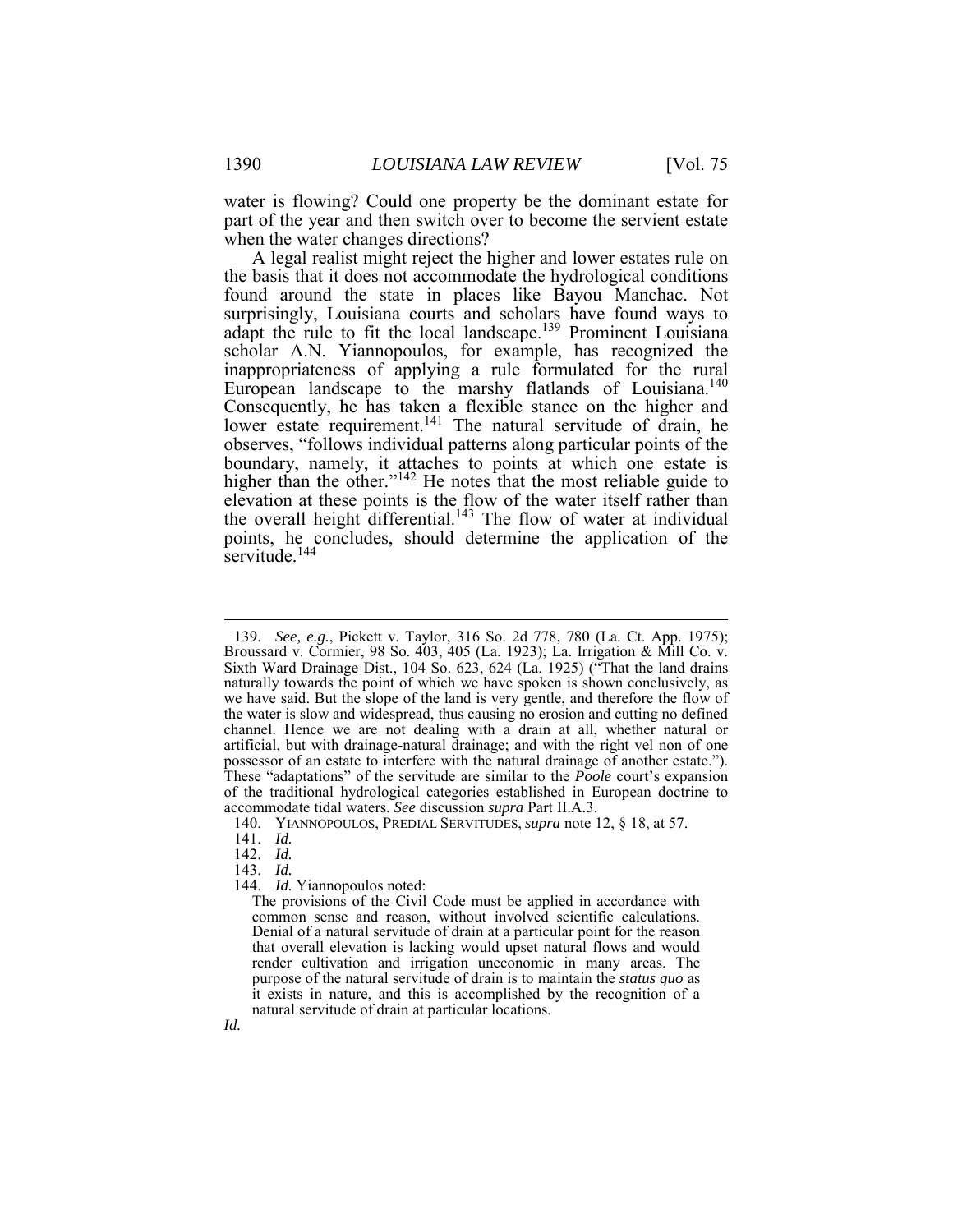water is flowing? Could one property be the dominant estate for part of the year and then switch over to become the servient estate when the water changes directions?

A legal realist might reject the higher and lower estates rule on the basis that it does not accommodate the hydrological conditions found around the state in places like Bayou Manchac. Not surprisingly, Louisiana courts and scholars have found ways to adapt the rule to fit the local landscape.[139] Prominent Louisiana scholar A.N. Yiannopoulos, for example, has recognized the inappropriateness of applying a rule formulated for the rural European landscape to the marshy flatlands of Louisiana.[140] Consequently, he has taken a flexible stance on the higher and lower estate requirement.[141] The natural servitude of drain, he observes, "follows individual patterns along particular points of the boundary, namely, it attaches to points at which one estate is higher than the other."[142] He notes that the most reliable guide to elevation at these points is the flow of the water itself rather than the overall height differential.[143] The flow of water at individual points, he concludes, should determine the application of the servitude.[144]

---

139. *See, e.g.*, Pickett v. Taylor, 316 So. 2d 778, 780 (La. Ct. App. 1975); Broussard v. Cormier, 98 So. 403, 405 (La. 1923); La. Irrigation & Mill Co. v. Sixth Ward Drainage Dist., 104 So. 623, 624 (La. 1925) ("That the land drains naturally towards the point of which we have spoken is shown conclusively, as we have said. But the slope of the land is very gentle, and therefore the flow of the water is slow and widespread, thus causing no erosion and cutting no defined channel. Hence we are not dealing with a drain at all, whether natural or artificial, but with drainage-natural drainage; and with the right vel non of one possessor of an estate to interfere with the natural drainage of another estate."). These "adaptations" of the servitude are similar to the *Poole* court's expansion of the traditional hydrological categories established in European doctrine to accommodate tidal waters. *See* discussion *supra* Part II.A.3.

140. YIANNOPOULOS, PREDIAL SERVITUDES, *supra* note 12, § 18, at 57.

141. *Id.*

142. *Id.*

143. *Id.*

144. *Id.* Yiannopoulos noted:

> The provisions of the Civil Code must be applied in accordance with common sense and reason, without involved scientific calculations. Denial of a natural servitude of drain at a particular point for the reason that overall elevation is lacking would upset natural flows and would render cultivation and irrigation uneconomic in many areas. The purpose of the natural servitude of drain is to maintain the *status quo* as it exists in nature, and this is accomplished by the recognition of a natural servitude of drain at particular locations.

*Id.*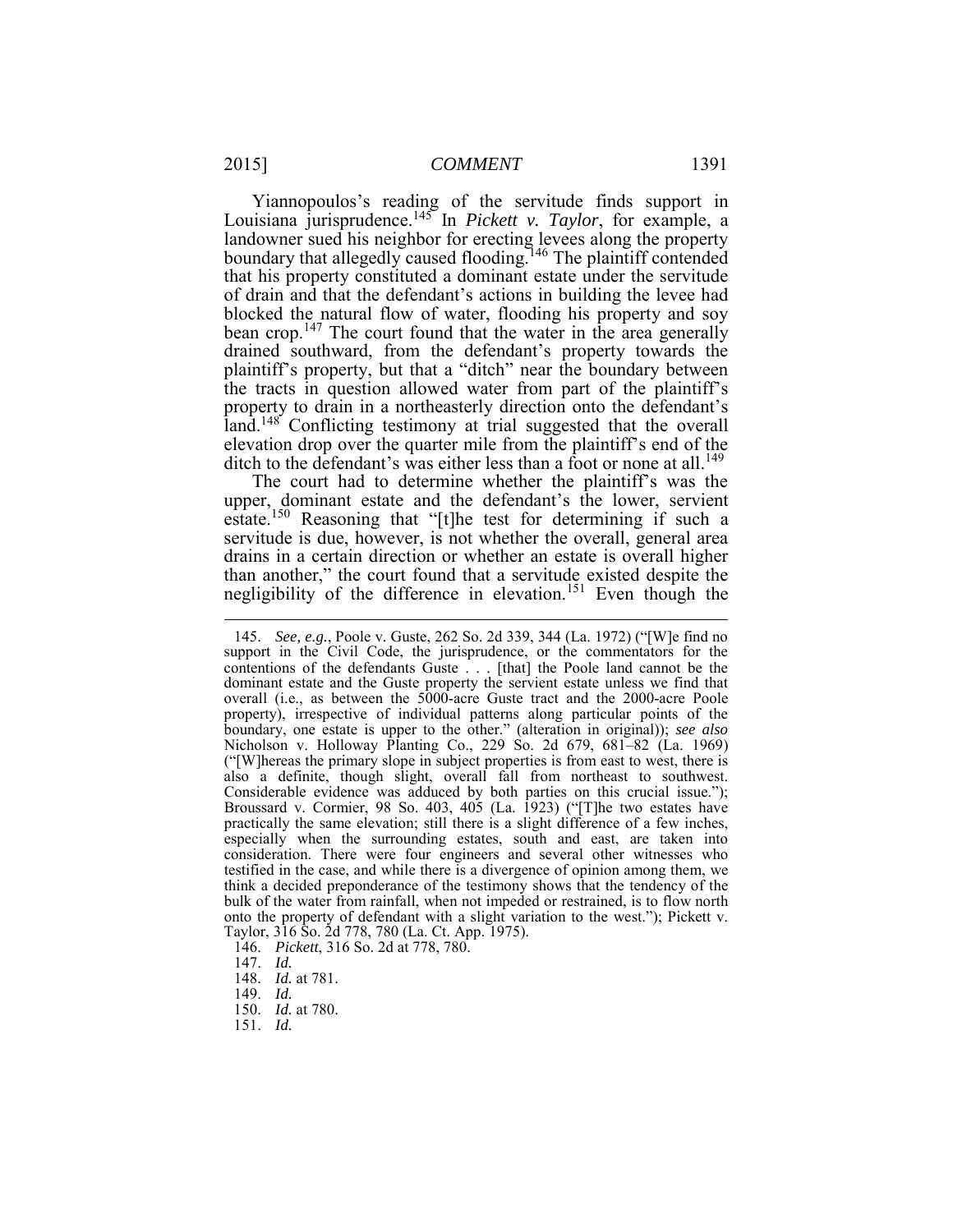Yiannopoulos's reading of the servitude finds support in Louisiana jurisprudence.[145] In *Pickett v. Taylor*, for example, a landowner sued his neighbor for erecting levees along the property boundary that allegedly caused flooding.[146] The plaintiff contended that his property constituted a dominant estate under the servitude of drain and that the defendant's actions in building the levee had blocked the natural flow of water, flooding his property and soy bean crop.[147] The court found that the water in the area generally drained southward, from the defendant's property towards the plaintiff's property, but that a "ditch" near the boundary between the tracts in question allowed water from part of the plaintiff's property to drain in a northeasterly direction onto the defendant's land.[148] Conflicting testimony at trial suggested that the overall elevation drop over the quarter mile from the plaintiff's end of the ditch to the defendant's was either less than a foot or none at all.[149]

The court had to determine whether the plaintiff's was the upper, dominant estate and the defendant's the lower, servient estate.[150] Reasoning that "[t]he test for determining if such a servitude is due, however, is not whether the overall, general area drains in a certain direction or whether an estate is overall higher than another," the court found that a servitude existed despite the negligibility of the difference in elevation.[151] Even though the

---

145. *See, e.g.*, Poole v. Guste, 262 So. 2d 339, 344 (La. 1972) ("[W]e find no support in the Civil Code, the jurisprudence, or the commentators for the contentions of the defendants Guste . . . [that] the Poole land cannot be the dominant estate and the Guste property the servient estate unless we find that overall (i.e., as between the 5000-acre Guste tract and the 2000-acre Poole property), irrespective of individual patterns along particular points of the boundary, one estate is upper to the other." (alteration in original)); *see also* Nicholson v. Holloway Planting Co., 229 So. 2d 679, 681–82 (La. 1969) ("[W]hereas the primary slope in subject properties is from east to west, there is also a definite, though slight, overall fall from northeast to southwest. Considerable evidence was adduced by both parties on this crucial issue."); Broussard v. Cormier, 98 So. 403, 405 (La. 1923) ("[T]he two estates have practically the same elevation; still there is a slight difference of a few inches, especially when the surrounding estates, south and east, are taken into consideration. There were four engineers and several other witnesses who testified in the case, and while there is a divergence of opinion among them, we think a decided preponderance of the testimony shows that the tendency of the bulk of the water from rainfall, when not impeded or restrained, is to flow north onto the property of defendant with a slight variation to the west."); Pickett v. Taylor, 316 So. 2d 778, 780 (La. Ct. App. 1975).

146. *Pickett*, 316 So. 2d at 778, 780.

147. *Id.*

148. *Id.* at 781.

149. *Id.*

150. *Id.* at 780.

151. *Id.*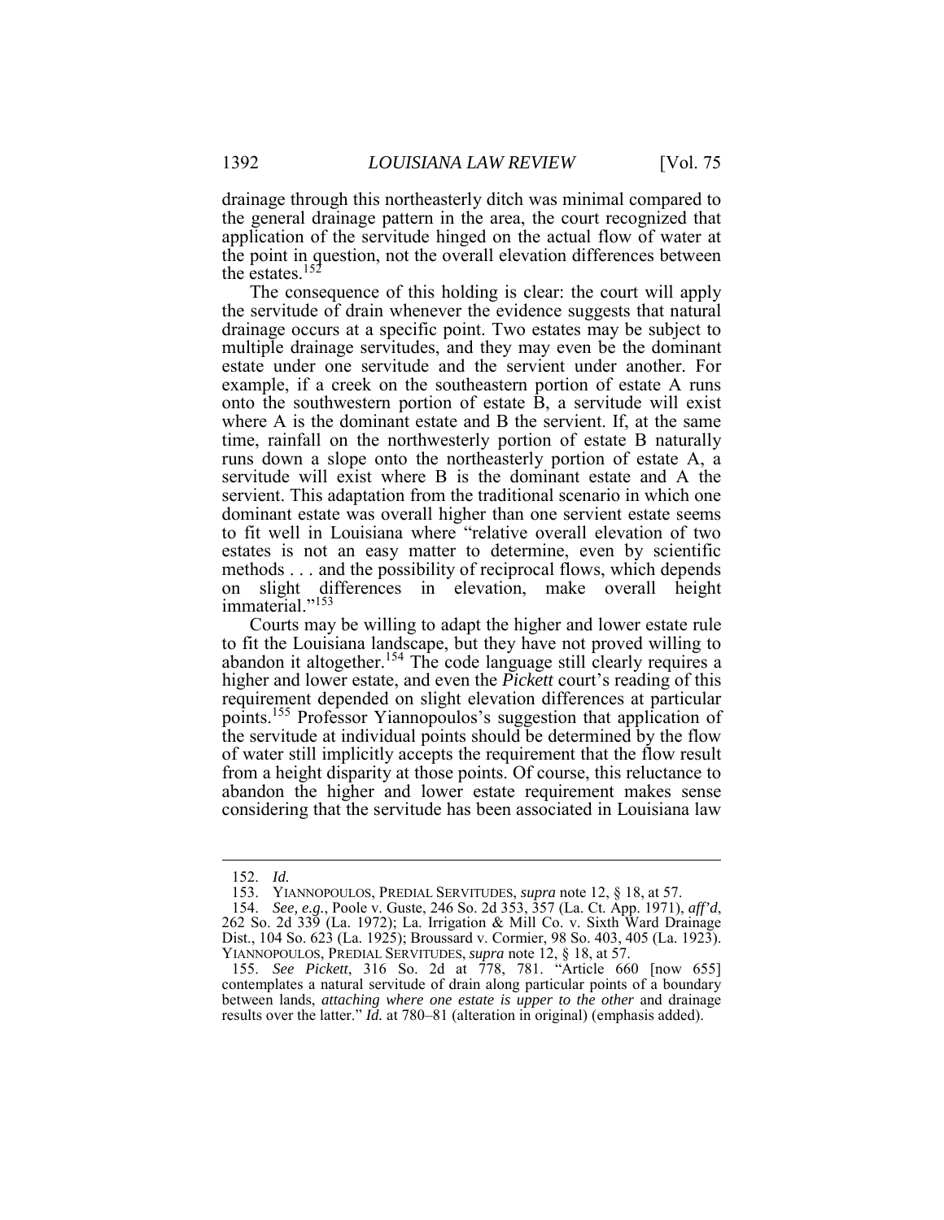drainage through this northeasterly ditch was minimal compared to the general drainage pattern in the area, the court recognized that application of the servitude hinged on the actual flow of water at the point in question, not the overall elevation differences between the estates.[152]

The consequence of this holding is clear: the court will apply the servitude of drain whenever the evidence suggests that natural drainage occurs at a specific point. Two estates may be subject to multiple drainage servitudes, and they may even be the dominant estate under one servitude and the servient under another. For example, if a creek on the southeastern portion of estate A runs onto the southwestern portion of estate B, a servitude will exist where A is the dominant estate and B the servient. If, at the same time, rainfall on the northwesterly portion of estate B naturally runs down a slope onto the northeasterly portion of estate A, a servitude will exist where B is the dominant estate and A the servient. This adaptation from the traditional scenario in which one dominant estate was overall higher than one servient estate seems to fit well in Louisiana where "relative overall elevation of two estates is not an easy matter to determine, even by scientific methods . . . and the possibility of reciprocal flows, which depends on slight differences in elevation, make overall height immaterial."[153]

Courts may be willing to adapt the higher and lower estate rule to fit the Louisiana landscape, but they have not proved willing to abandon it altogether.[154] The code language still clearly requires a higher and lower estate, and even the *Pickett* court's reading of this requirement depended on slight elevation differences at particular points.[155] Professor Yiannopoulos's suggestion that application of the servitude at individual points should be determined by the flow of water still implicitly accepts the requirement that the flow result from a height disparity at those points. Of course, this reluctance to abandon the higher and lower estate requirement makes sense considering that the servitude has been associated in Louisiana law

---

152. *Id.*

153. YIANNOPOULOS, PREDIAL SERVITUDES, *supra* note 12, § 18, at 57.

154. *See, e.g.*, Poole v. Guste, 246 So. 2d 353, 357 (La. Ct. App. 1971), *aff'd*, 262 So. 2d 339 (La. 1972); La. Irrigation & Mill Co. v. Sixth Ward Drainage Dist., 104 So. 623 (La. 1925); Broussard v. Cormier, 98 So. 403, 405 (La. 1923). YIANNOPOULOS, PREDIAL SERVITUDES, *supra* note 12, § 18, at 57.

155. *See Pickett*, 316 So. 2d at 778, 781. "Article 660 [now 655] contemplates a natural servitude of drain along particular points of a boundary between lands, *attaching where one estate is upper to the other* and drainage results over the latter." *Id.* at 780–81 (alteration in original) (emphasis added).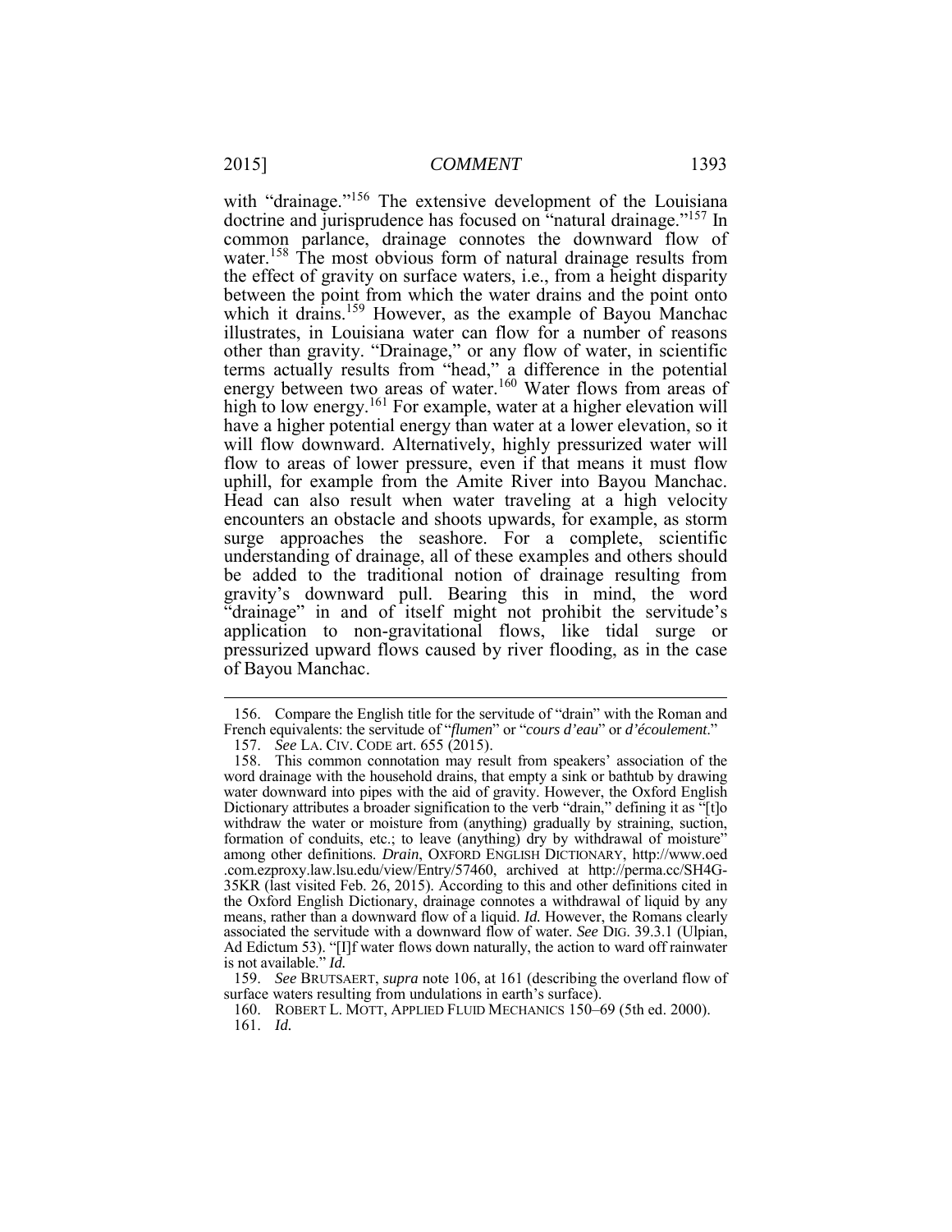with "drainage."[156] The extensive development of the Louisiana doctrine and jurisprudence has focused on "natural drainage."[157] In common parlance, drainage connotes the downward flow of water.[158] The most obvious form of natural drainage results from the effect of gravity on surface waters, i.e., from a height disparity between the point from which the water drains and the point onto which it drains.[159] However, as the example of Bayou Manchac illustrates, in Louisiana water can flow for a number of reasons other than gravity. "Drainage," or any flow of water, in scientific terms actually results from "head," a difference in the potential energy between two areas of water.[160] Water flows from areas of high to low energy.[161] For example, water at a higher elevation will have a higher potential energy than water at a lower elevation, so it will flow downward. Alternatively, highly pressurized water will flow to areas of lower pressure, even if that means it must flow uphill, for example from the Amite River into Bayou Manchac. Head can also result when water traveling at a high velocity encounters an obstacle and shoots upwards, for example, as storm surge approaches the seashore. For a complete, scientific understanding of drainage, all of these examples and others should be added to the traditional notion of drainage resulting from gravity's downward pull. Bearing this in mind, the word "drainage" in and of itself might not prohibit the servitude's application to non-gravitational flows, like tidal surge or pressurized upward flows caused by river flooding, as in the case of Bayou Manchac.

---

156. Compare the English title for the servitude of "drain" with the Roman and French equivalents: the servitude of "*flumen*" or "*cours d'eau*" or *d'écoulement*."

157. *See* LA. CIV. CODE art. 655 (2015).

158. This common connotation may result from speakers' association of the word drainage with the household drains, that empty a sink or bathtub by drawing water downward into pipes with the aid of gravity. However, the Oxford English Dictionary attributes a broader signification to the verb "drain," defining it as "[t]o withdraw the water or moisture from (anything) gradually by straining, suction, formation of conduits, etc.; to leave (anything) dry by withdrawal of moisture" among other definitions. *Drain*, OXFORD ENGLISH DICTIONARY, http://www.oed.com.ezproxy.law.lsu.edu/view/Entry/57460, archived at http://perma.cc/SH4G-35KR (last visited Feb. 26, 2015). According to this and other definitions cited in the Oxford English Dictionary, drainage connotes a withdrawal of liquid by any means, rather than a downward flow of a liquid. *Id.* However, the Romans clearly associated the servitude with a downward flow of water. *See* DIG. 39.3.1 (Ulpian, Ad Edictum 53). "[I]f water flows down naturally, the action to ward off rainwater is not available." *Id.*

159. *See* BRUTSAERT, *supra* note 106, at 161 (describing the overland flow of surface waters resulting from undulations in earth's surface).

160. ROBERT L. MOTT, APPLIED FLUID MECHANICS 150–69 (5th ed. 2000).

161. *Id.*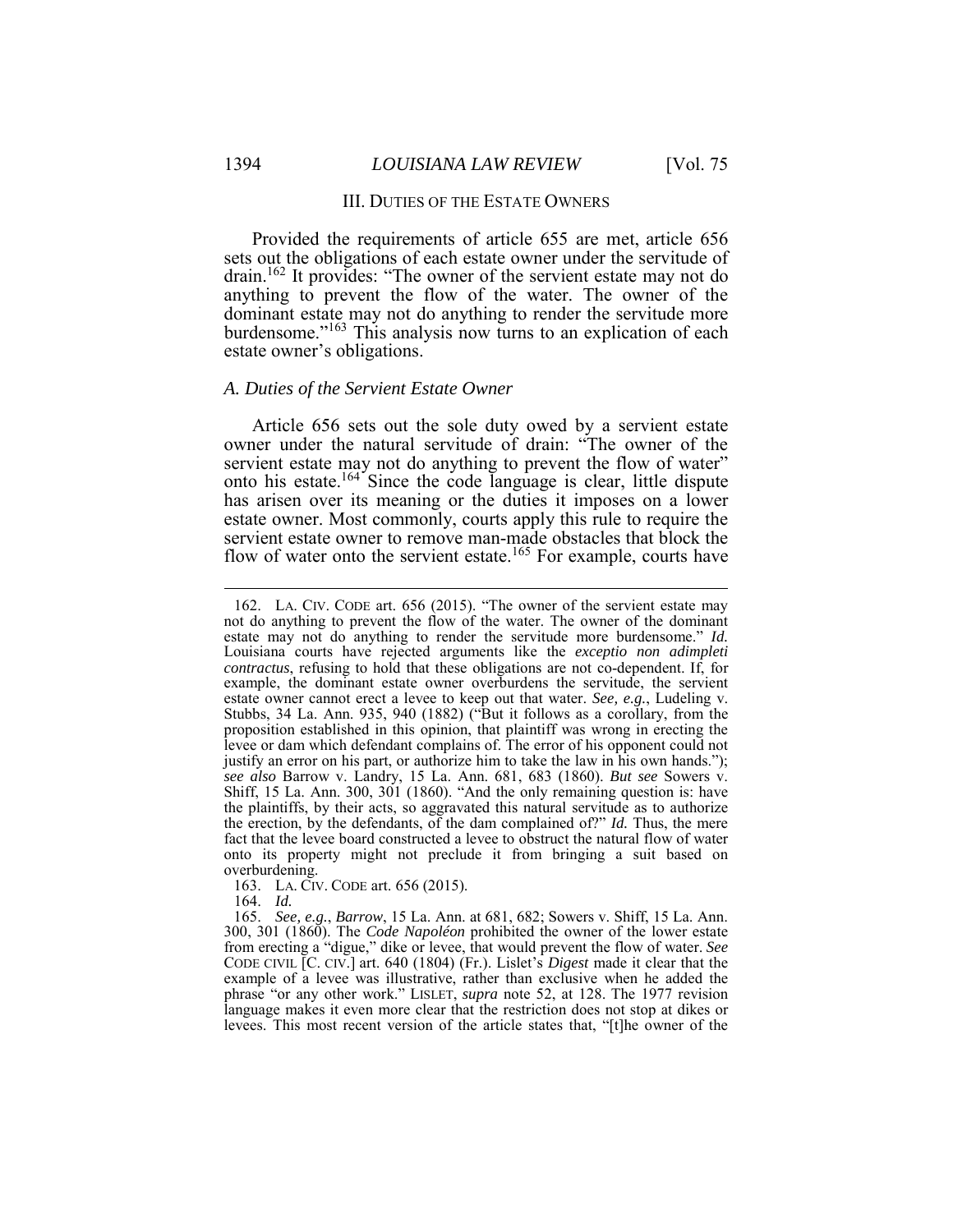## III. DUTIES OF THE ESTATE OWNERS

Provided the requirements of article 655 are met, article 656 sets out the obligations of each estate owner under the servitude of drain.[162] It provides: "The owner of the servient estate may not do anything to prevent the flow of the water. The owner of the dominant estate may not do anything to render the servitude more burdensome."[163] This analysis now turns to an explication of each estate owner's obligations.

### *A. Duties of the Servient Estate Owner*

Article 656 sets out the sole duty owed by a servient estate owner under the natural servitude of drain: "The owner of the servient estate may not do anything to prevent the flow of water" onto his estate.[164] Since the code language is clear, little dispute has arisen over its meaning or the duties it imposes on a lower estate owner. Most commonly, courts apply this rule to require the servient estate owner to remove man-made obstacles that block the flow of water onto the servient estate.[165] For example, courts have

---

162. LA. CIV. CODE art. 656 (2015). "The owner of the servient estate may not do anything to prevent the flow of the water. The owner of the dominant estate may not do anything to render the servitude more burdensome." *Id.* Louisiana courts have rejected arguments like the *exceptio non adimpleti contractus*, refusing to hold that these obligations are not co-dependent. If, for example, the dominant estate owner overburdens the servitude, the servient estate owner cannot erect a levee to keep out that water. *See, e.g.*, Ludeling v. Stubbs, 34 La. Ann. 935, 940 (1882) ("But it follows as a corollary, from the proposition established in this opinion, that plaintiff was wrong in erecting the levee or dam which defendant complains of. The error of his opponent could not justify an error on his part, or authorize him to take the law in his own hands."); *see also* Barrow v. Landry, 15 La. Ann. 681, 683 (1860). *But see* Sowers v. Shiff, 15 La. Ann. 300, 301 (1860). "And the only remaining question is: have the plaintiffs, by their acts, so aggravated this natural servitude as to authorize the erection, by the defendants, of the dam complained of?" *Id.* Thus, the mere fact that the levee board constructed a levee to obstruct the natural flow of water onto its property might not preclude it from bringing a suit based on overburdening.

163. LA. CIV. CODE art. 656 (2015).

164. *Id.*

165. *See, e.g.*, *Barrow*, 15 La. Ann. at 681, 682; Sowers v. Shiff, 15 La. Ann. 300, 301 (1860). The *Code Napoléon* prohibited the owner of the lower estate from erecting a "digue," dike or levee, that would prevent the flow of water. *See* CODE CIVIL [C. CIV.] art. 640 (1804) (Fr.). Lislet's *Digest* made it clear that the example of a levee was illustrative, rather than exclusive when he added the phrase "or any other work." LISLET, *supra* note 52, at 128. The 1977 revision language makes it even more clear that the restriction does not stop at dikes or levees. This most recent version of the article states that, "[t]he owner of the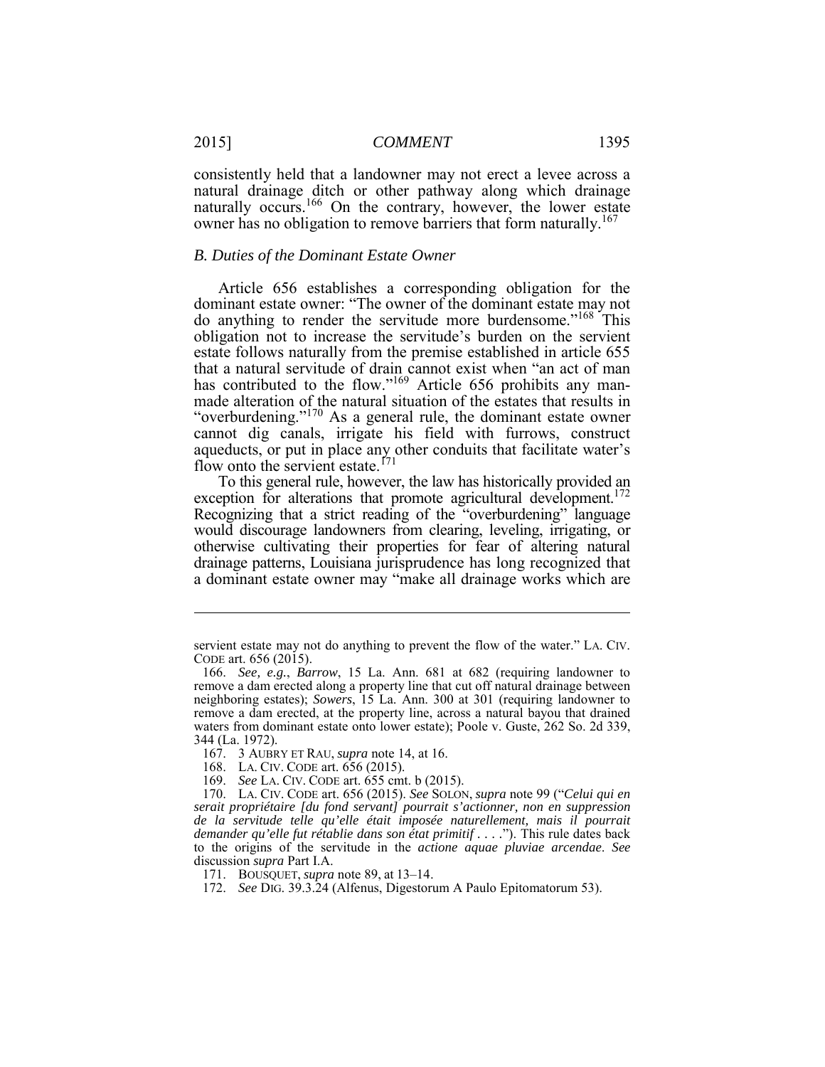consistently held that a landowner may not erect a levee across a natural drainage ditch or other pathway along which drainage naturally occurs.[166] On the contrary, however, the lower estate owner has no obligation to remove barriers that form naturally.[167]

### *B. Duties of the Dominant Estate Owner*

Article 656 establishes a corresponding obligation for the dominant estate owner: "The owner of the dominant estate may not do anything to render the servitude more burdensome."[168] This obligation not to increase the servitude's burden on the servient estate follows naturally from the premise established in article 655 that a natural servitude of drain cannot exist when "an act of man has contributed to the flow."[169] Article 656 prohibits any man-made alteration of the natural situation of the estates that results in "overburdening."[170] As a general rule, the dominant estate owner cannot dig canals, irrigate his field with furrows, construct aqueducts, or put in place any other conduits that facilitate water's flow onto the servient estate.[171]

To this general rule, however, the law has historically provided an exception for alterations that promote agricultural development.[172] Recognizing that a strict reading of the "overburdening" language would discourage landowners from clearing, leveling, irrigating, or otherwise cultivating their properties for fear of altering natural drainage patterns, Louisiana jurisprudence has long recognized that a dominant estate owner may "make all drainage works which are

---

servient estate may not do anything to prevent the flow of the water." LA. CIV. CODE art. 656 (2015).

166. *See, e.g.*, *Barrow*, 15 La. Ann. 681 at 682 (requiring landowner to remove a dam erected along a property line that cut off natural drainage between neighboring estates); *Sowers*, 15 La. Ann. 300 at 301 (requiring landowner to remove a dam erected, at the property line, across a natural bayou that drained waters from dominant estate onto lower estate); Poole v. Guste, 262 So. 2d 339, 344 (La. 1972).

167. 3 AUBRY ET RAU, *supra* note 14, at 16.

168. LA. CIV. CODE art. 656 (2015).

169. *See* LA. CIV. CODE art. 655 cmt. b (2015).

170. LA. CIV. CODE art. 656 (2015). *See* SOLON, *supra* note 99 ("*Celui qui en serait propriétaire [du fond servant] pourrait s'actionner, non en suppression de la servitude telle qu'elle était imposée naturellement, mais il pourrait demander qu'elle fut rétablie dans son état primitif* . . . ."). This rule dates back to the origins of the servitude in the *actione aquae pluviae arcendae*. *See* discussion *supra* Part I.A.

171. BOUSQUET, *supra* note 89, at 13–14.

172. *See* DIG. 39.3.24 (Alfenus, Digestorum A Paulo Epitomatorum 53).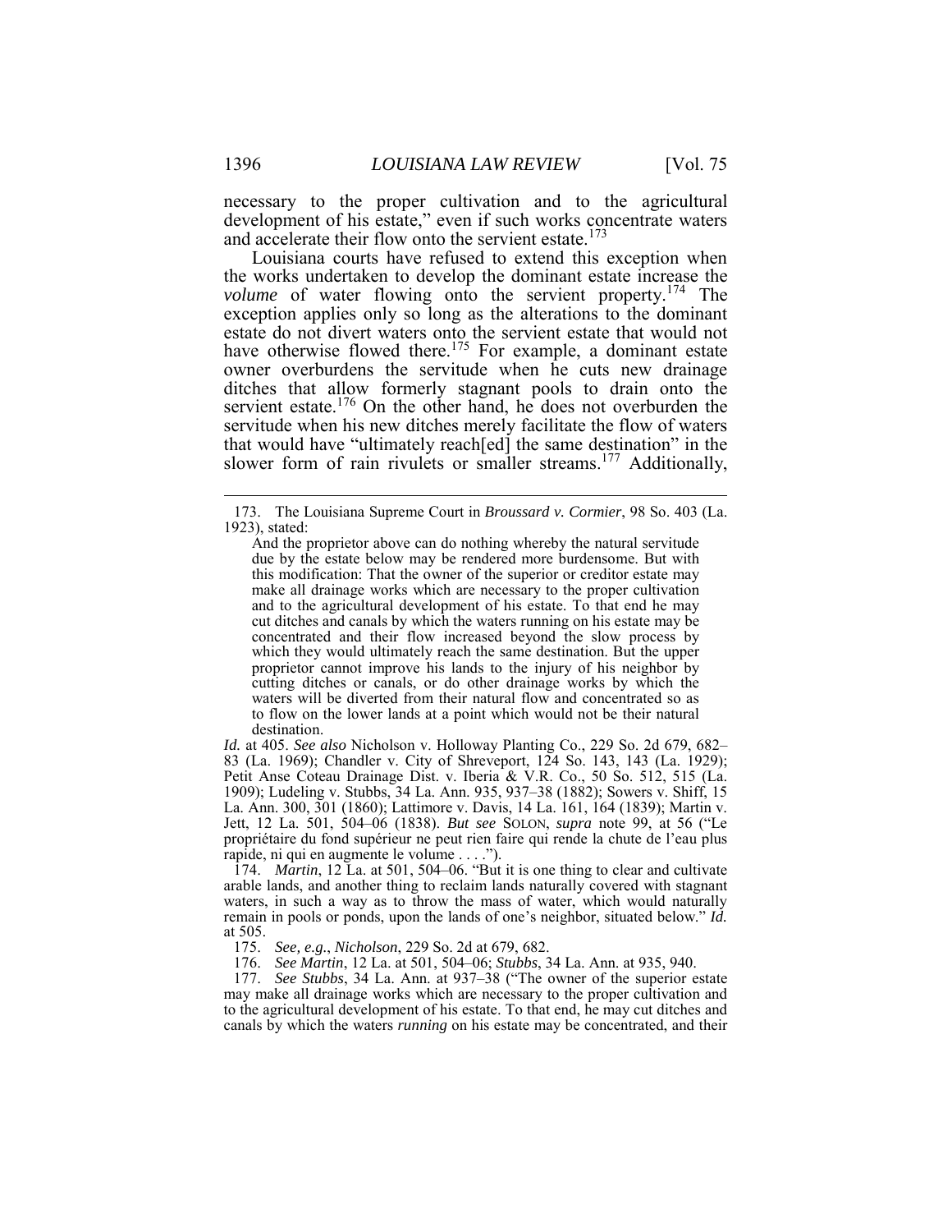necessary to the proper cultivation and to the agricultural development of his estate," even if such works concentrate waters and accelerate their flow onto the servient estate.[173]

Louisiana courts have refused to extend this exception when the works undertaken to develop the dominant estate increase the *volume* of water flowing onto the servient property.[174] The exception applies only so long as the alterations to the dominant estate do not divert waters onto the servient estate that would not have otherwise flowed there.[175] For example, a dominant estate owner overburdens the servitude when he cuts new drainage ditches that allow formerly stagnant pools to drain onto the servient estate.[176] On the other hand, he does not overburden the servitude when his new ditches merely facilitate the flow of waters that would have "ultimately reach[ed] the same destination" in the slower form of rain rivulets or smaller streams.[177] Additionally,

---

173. The Louisiana Supreme Court in *Broussard v. Cormier*, 98 So. 403 (La. 1923), stated:

> And the proprietor above can do nothing whereby the natural servitude due by the estate below may be rendered more burdensome. But with this modification: That the owner of the superior or creditor estate may make all drainage works which are necessary to the proper cultivation and to the agricultural development of his estate. To that end he may cut ditches and canals by which the waters running on his estate may be concentrated and their flow increased beyond the slow process by which they would ultimately reach the same destination. But the upper proprietor cannot improve his lands to the injury of his neighbor by cutting ditches or canals, or do other drainage works by which the waters will be diverted from their natural flow and concentrated so as to flow on the lower lands at a point which would not be their natural destination.

*Id.* at 405. *See also* Nicholson v. Holloway Planting Co., 229 So. 2d 679, 682–83 (La. 1969); Chandler v. City of Shreveport, 124 So. 143, 143 (La. 1929); Petit Anse Coteau Drainage Dist. v. Iberia & V.R. Co., 50 So. 512, 515 (La. 1909); Ludeling v. Stubbs, 34 La. Ann. 935, 937–38 (1882); Sowers v. Shiff, 15 La. Ann. 300, 301 (1860); Lattimore v. Davis, 14 La. 161, 164 (1839); Martin v. Jett, 12 La. 501, 504–06 (1838). *But see* SOLON, *supra* note 99, at 56 ("Le propriétaire du fond supérieur ne peut rien faire qui rende la chute de l'eau plus rapide, ni qui en augmente le volume . . . .").

174. *Martin*, 12 La. at 501, 504–06. "But it is one thing to clear and cultivate arable lands, and another thing to reclaim lands naturally covered with stagnant waters, in such a way as to throw the mass of water, which would naturally remain in pools or ponds, upon the lands of one's neighbor, situated below." *Id.* at 505.

175. *See, e.g.*, *Nicholson*, 229 So. 2d at 679, 682.

176. *See Martin*, 12 La. at 501, 504–06; *Stubbs*, 34 La. Ann. at 935, 940.

177. *See Stubbs*, 34 La. Ann. at 937–38 ("The owner of the superior estate may make all drainage works which are necessary to the proper cultivation and to the agricultural development of his estate. To that end, he may cut ditches and canals by which the waters *running* on his estate may be concentrated, and their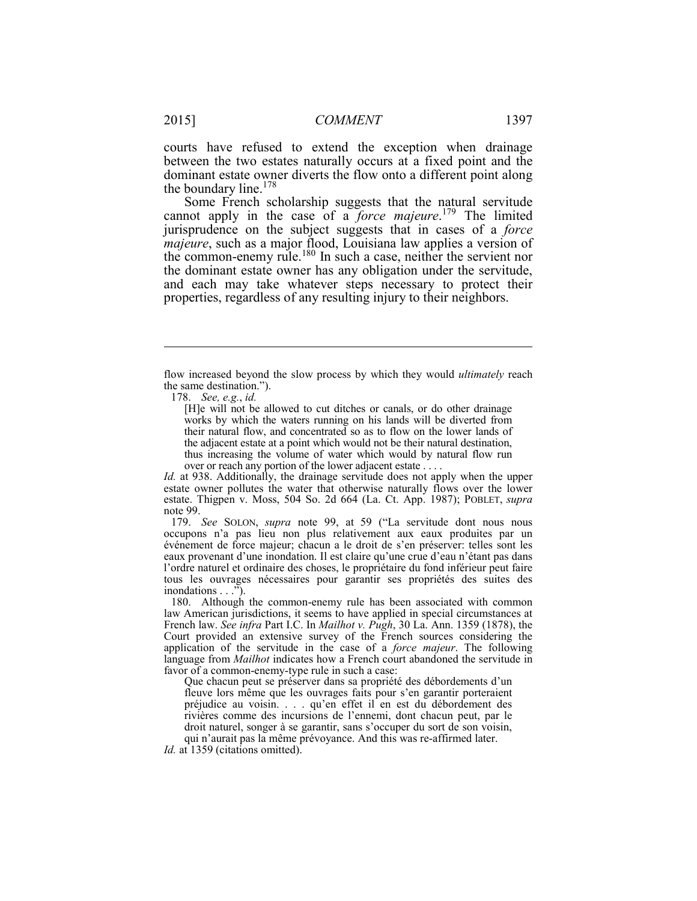courts have refused to extend the exception when drainage between the two estates naturally occurs at a fixed point and the dominant estate owner diverts the flow onto a different point along the boundary line.[178]

Some French scholarship suggests that the natural servitude cannot apply in the case of a *force majeure*.[179] The limited jurisprudence on the subject suggests that in cases of a *force majeure*, such as a major flood, Louisiana law applies a version of the common-enemy rule.[180] In such a case, neither the servient nor the dominant estate owner has any obligation under the servitude, and each may take whatever steps necessary to protect their properties, regardless of any resulting injury to their neighbors.

---

flow increased beyond the slow process by which they would *ultimately* reach the same destination.").

178. *See, e.g.*, *id.*

> [H]e will not be allowed to cut ditches or canals, or do other drainage works by which the waters running on his lands will be diverted from their natural flow, and concentrated so as to flow on the lower lands of the adjacent estate at a point which would not be their natural destination, thus increasing the volume of water which would by natural flow run over or reach any portion of the lower adjacent estate . . . .

*Id.* at 938. Additionally, the drainage servitude does not apply when the upper estate owner pollutes the water that otherwise naturally flows over the lower estate. Thigpen v. Moss, 504 So. 2d 664 (La. Ct. App. 1987); POBLET, *supra* note 99.

179. *See* SOLON, *supra* note 99, at 59 ("La servitude dont nous nous occupons n'a pas lieu non plus relativement aux eaux produites par un événement de force majeur; chacun a le droit de s'en préserver: telles sont les eaux provenant d'une inondation. Il est claire qu'une crue d'eau n'étant pas dans l'ordre naturel et ordinaire des choses, le propriétaire du fond inférieur peut faire tous les ouvrages nécessaires pour garantir ses propriétés des suites des inondations . . .").

180. Although the common-enemy rule has been associated with common law American jurisdictions, it seems to have applied in special circumstances at French law. *See infra* Part I.C. In *Mailhot v. Pugh*, 30 La. Ann. 1359 (1878), the Court provided an extensive survey of the French sources considering the application of the servitude in the case of a *force majeur*. The following language from *Mailhot* indicates how a French court abandoned the servitude in favor of a common-enemy-type rule in such a case:

> Que chacun peut se préserver dans sa propriété des débordements d'un fleuve lors même que les ouvrages faits pour s'en garantir porteraient préjudice au voisin. . . . qu'en effet il en est du débordement des rivières comme des incursions de l'ennemi, dont chacun peut, par le droit naturel, songer à se garantir, sans s'occuper du sort de son voisin, qui n'aurait pas la même prévoyance. And this was re-affirmed later.

*Id.* at 1359 (citations omitted).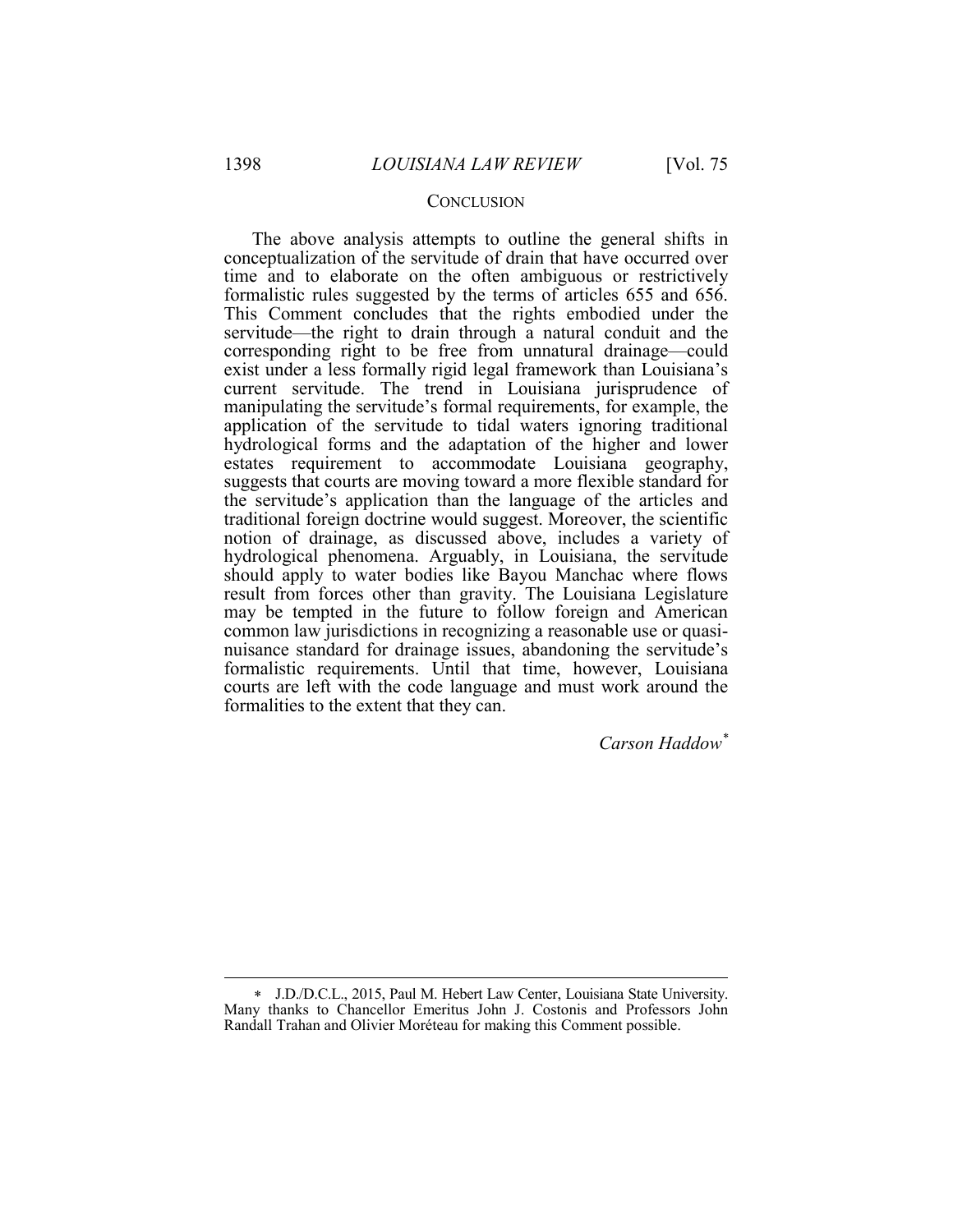## CONCLUSION

The above analysis attempts to outline the general shifts in conceptualization of the servitude of drain that have occurred over time and to elaborate on the often ambiguous or restrictively formalistic rules suggested by the terms of articles 655 and 656. This Comment concludes that the rights embodied under the servitude—the right to drain through a natural conduit and the corresponding right to be free from unnatural drainage—could exist under a less formally rigid legal framework than Louisiana's current servitude. The trend in Louisiana jurisprudence of manipulating the servitude's formal requirements, for example, the application of the servitude to tidal waters ignoring traditional hydrological forms and the adaptation of the higher and lower estates requirement to accommodate Louisiana geography, suggests that courts are moving toward a more flexible standard for the servitude's application than the language of the articles and traditional foreign doctrine would suggest. Moreover, the scientific notion of drainage, as discussed above, includes a variety of hydrological phenomena. Arguably, in Louisiana, the servitude should apply to water bodies like Bayou Manchac where flows result from forces other than gravity. The Louisiana Legislature may be tempted in the future to follow foreign and American common law jurisdictions in recognizing a reasonable use or quasi-nuisance standard for drainage issues, abandoning the servitude's formalistic requirements. Until that time, however, Louisiana courts are left with the code language and must work around the formalities to the extent that they can.

*Carson Haddow*[*]

---

[*] J.D./D.C.L., 2015, Paul M. Hebert Law Center, Louisiana State University. Many thanks to Chancellor Emeritus John J. Costonis and Professors John Randall Trahan and Olivier Moréteau for making this Comment possible.